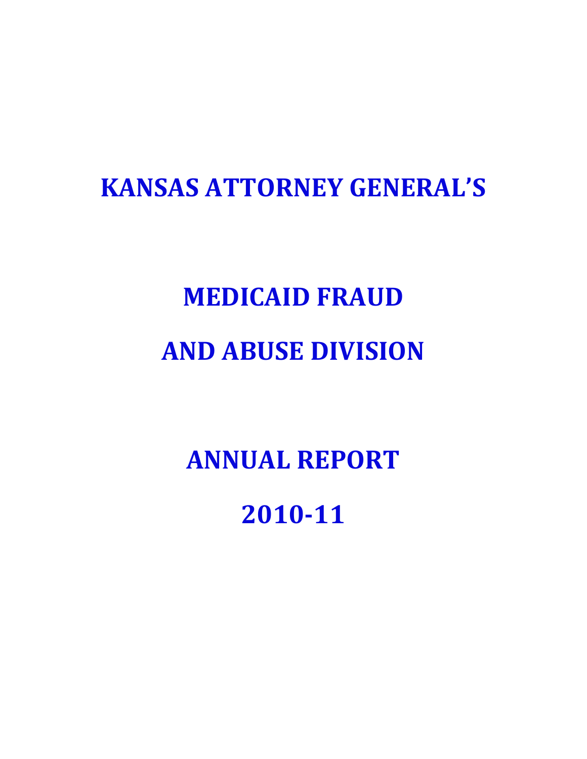# KANSAS ATTORNEY GENERAL'S

# MEDICAID FRAUD

# AND ABUSE DIVISION

# ANNUAL REPORT

# 2010-11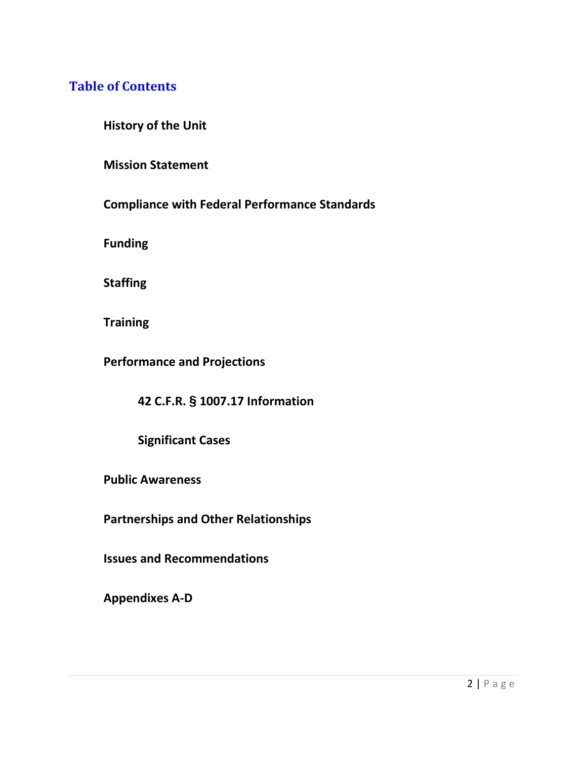# Table of Contents

**History of the Unit**

**Mission Statement**

**Compliance with Federal Performance Standards**

**Funding**

**Staffing**

**Training**

**Performance and Projections**

- **42 C.F.R. § 1007.17 Information**
- **Significant Cases**

**Public Awareness**

**Partnerships and Other Relationships**

**Issues and Recommendations**

**Appendixes A-D**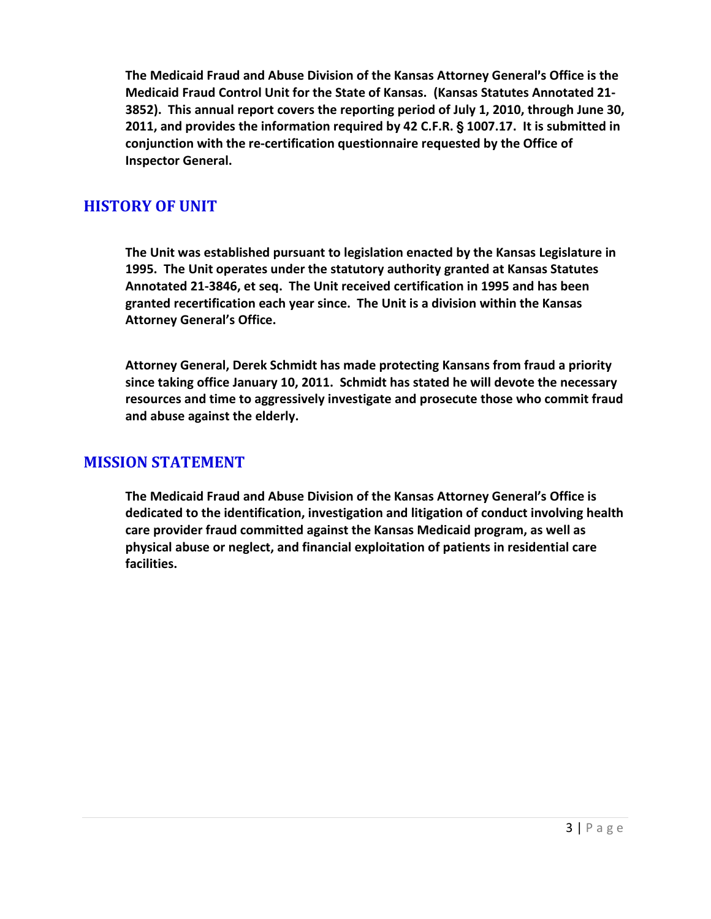**The Medicaid Fraud and Abuse Division of the Kansas Attorney General's Office is the Medicaid Fraud Control Unit for the State of Kansas. (Kansas Statutes Annotated 21-3852). This annual report covers the reporting period of July 1, 2010, through June 30, 2011, and provides the information required by 42 C.F.R. § 1007.17. It is submitted in conjunction with the re-certification questionnaire requested by the Office of Inspector General.**

## HISTORY OF UNIT

**The Unit was established pursuant to legislation enacted by the Kansas Legislature in 1995. The Unit operates under the statutory authority granted at Kansas Statutes Annotated 21-3846, et seq. The Unit received certification in 1995 and has been granted recertification each year since. The Unit is a division within the Kansas Attorney General's Office.**

**Attorney General, Derek Schmidt has made protecting Kansans from fraud a priority since taking office January 10, 2011. Schmidt has stated he will devote the necessary resources and time to aggressively investigate and prosecute those who commit fraud and abuse against the elderly.**

## MISSION STATEMENT

**The Medicaid Fraud and Abuse Division of the Kansas Attorney General's Office is dedicated to the identification, investigation and litigation of conduct involving health care provider fraud committed against the Kansas Medicaid program, as well as physical abuse or neglect, and financial exploitation of patients in residential care facilities.**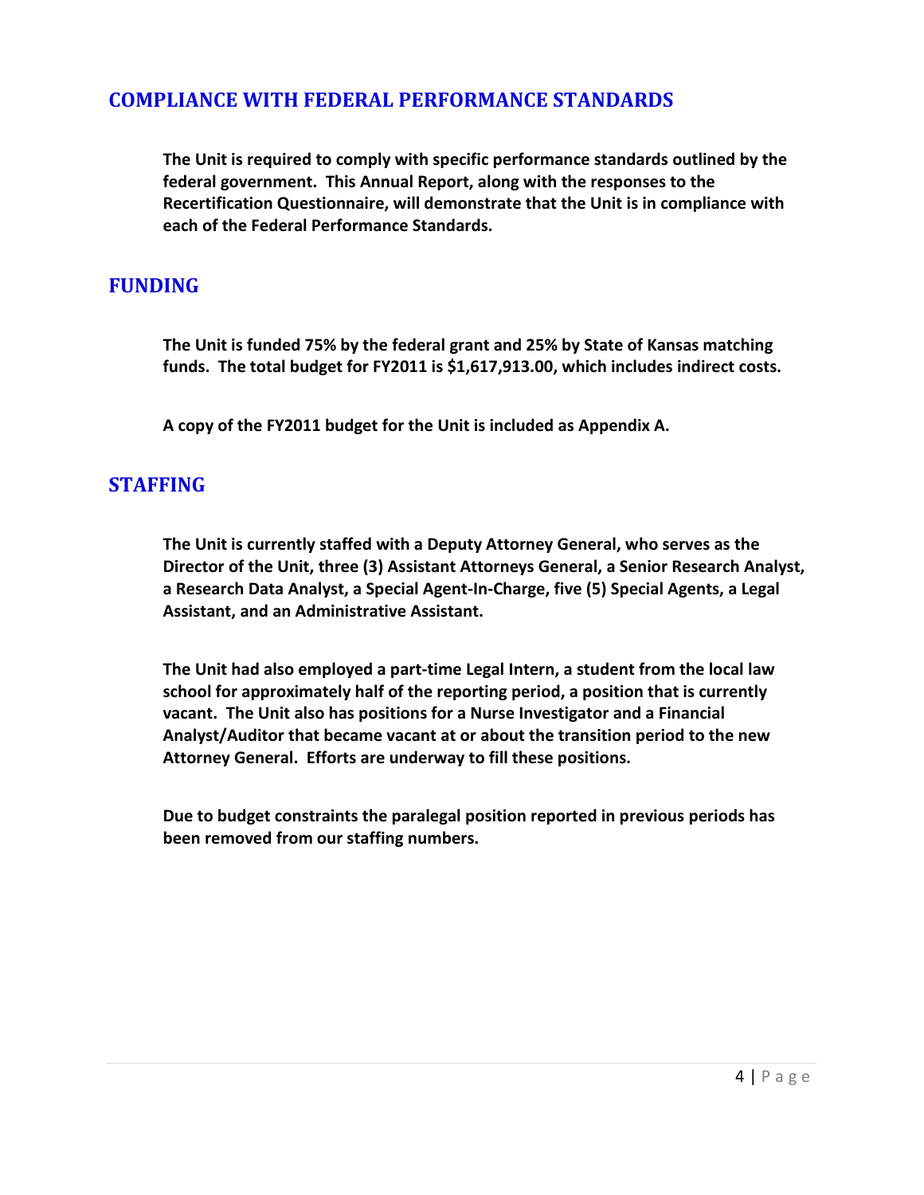## COMPLIANCE WITH FEDERAL PERFORMANCE STANDARDS

**The Unit is required to comply with specific performance standards outlined by the federal government. This Annual Report, along with the responses to the Recertification Questionnaire, will demonstrate that the Unit is in compliance with each of the Federal Performance Standards.**

## FUNDING

**The Unit is funded 75% by the federal grant and 25% by State of Kansas matching funds. The total budget for FY2011 is $1,617,913.00, which includes indirect costs.**

**A copy of the FY2011 budget for the Unit is included as Appendix A.**

## STAFFING

**The Unit is currently staffed with a Deputy Attorney General, who serves as the Director of the Unit, three (3) Assistant Attorneys General, a Senior Research Analyst, a Research Data Analyst, a Special Agent-In-Charge, five (5) Special Agents, a Legal Assistant, and an Administrative Assistant.**

**The Unit had also employed a part-time Legal Intern, a student from the local law school for approximately half of the reporting period, a position that is currently vacant. The Unit also has positions for a Nurse Investigator and a Financial Analyst/Auditor that became vacant at or about the transition period to the new Attorney General. Efforts are underway to fill these positions.**

**Due to budget constraints the paralegal position reported in previous periods has been removed from our staffing numbers.**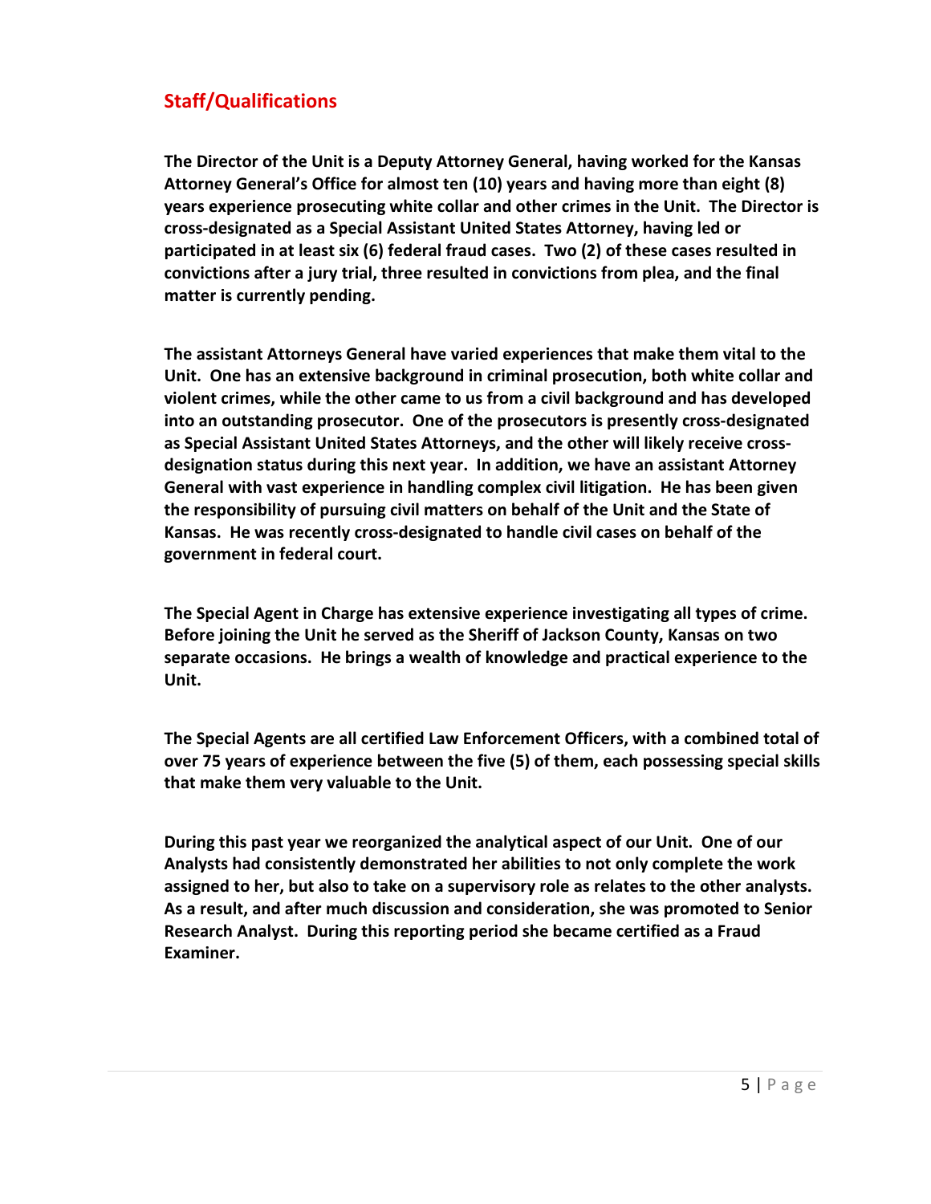## Staff/Qualifications

**The Director of the Unit is a Deputy Attorney General, having worked for the Kansas Attorney General's Office for almost ten (10) years and having more than eight (8) years experience prosecuting white collar and other crimes in the Unit. The Director is cross-designated as a Special Assistant United States Attorney, having led or participated in at least six (6) federal fraud cases. Two (2) of these cases resulted in convictions after a jury trial, three resulted in convictions from plea, and the final matter is currently pending.**

**The assistant Attorneys General have varied experiences that make them vital to the Unit. One has an extensive background in criminal prosecution, both white collar and violent crimes, while the other came to us from a civil background and has developed into an outstanding prosecutor. One of the prosecutors is presently cross-designated as Special Assistant United States Attorneys, and the other will likely receive cross-designation status during this next year. In addition, we have an assistant Attorney General with vast experience in handling complex civil litigation. He has been given the responsibility of pursuing civil matters on behalf of the Unit and the State of Kansas. He was recently cross-designated to handle civil cases on behalf of the government in federal court.**

**The Special Agent in Charge has extensive experience investigating all types of crime. Before joining the Unit he served as the Sheriff of Jackson County, Kansas on two separate occasions. He brings a wealth of knowledge and practical experience to the Unit.**

**The Special Agents are all certified Law Enforcement Officers, with a combined total of over 75 years of experience between the five (5) of them, each possessing special skills that make them very valuable to the Unit.**

**During this past year we reorganized the analytical aspect of our Unit. One of our Analysts had consistently demonstrated her abilities to not only complete the work assigned to her, but also to take on a supervisory role as relates to the other analysts. As a result, and after much discussion and consideration, she was promoted to Senior Research Analyst. During this reporting period she became certified as a Fraud Examiner.**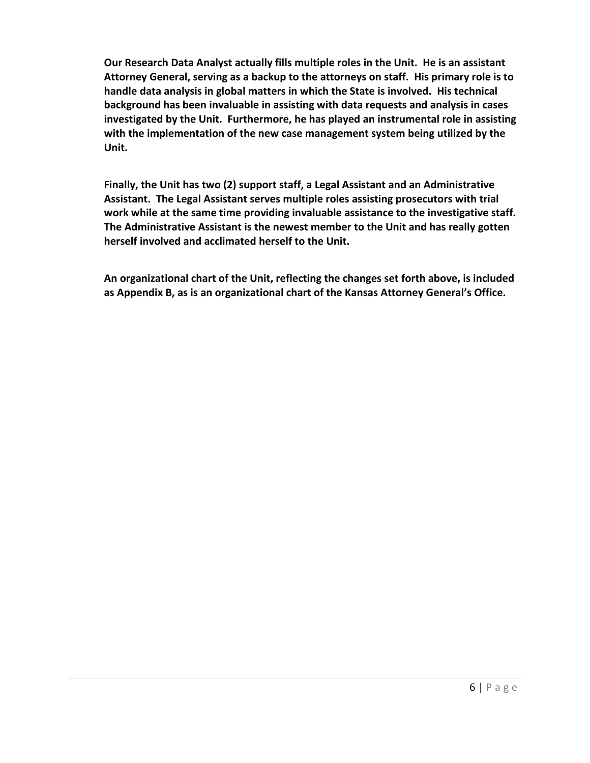**Our Research Data Analyst actually fills multiple roles in the Unit. He is an assistant Attorney General, serving as a backup to the attorneys on staff. His primary role is to handle data analysis in global matters in which the State is involved. His technical background has been invaluable in assisting with data requests and analysis in cases investigated by the Unit. Furthermore, he has played an instrumental role in assisting with the implementation of the new case management system being utilized by the Unit.**

**Finally, the Unit has two (2) support staff, a Legal Assistant and an Administrative Assistant. The Legal Assistant serves multiple roles assisting prosecutors with trial work while at the same time providing invaluable assistance to the investigative staff. The Administrative Assistant is the newest member to the Unit and has really gotten herself involved and acclimated herself to the Unit.**

**An organizational chart of the Unit, reflecting the changes set forth above, is included as Appendix B, as is an organizational chart of the Kansas Attorney General's Office.**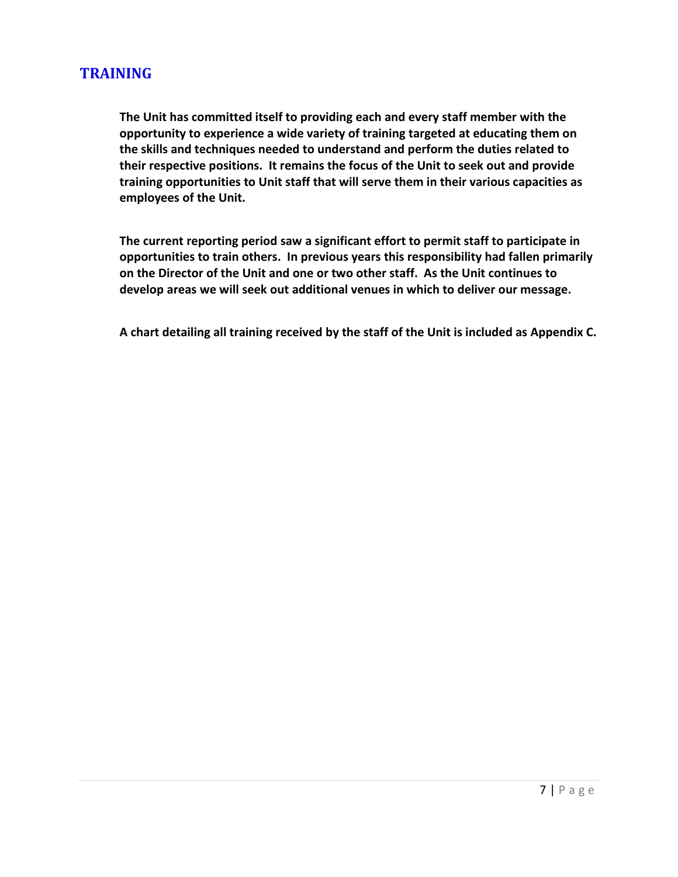# TRAINING

**The Unit has committed itself to providing each and every staff member with the opportunity to experience a wide variety of training targeted at educating them on the skills and techniques needed to understand and perform the duties related to their respective positions. It remains the focus of the Unit to seek out and provide training opportunities to Unit staff that will serve them in their various capacities as employees of the Unit.**

**The current reporting period saw a significant effort to permit staff to participate in opportunities to train others. In previous years this responsibility had fallen primarily on the Director of the Unit and one or two other staff. As the Unit continues to develop areas we will seek out additional venues in which to deliver our message.**

**A chart detailing all training received by the staff of the Unit is included as Appendix C.**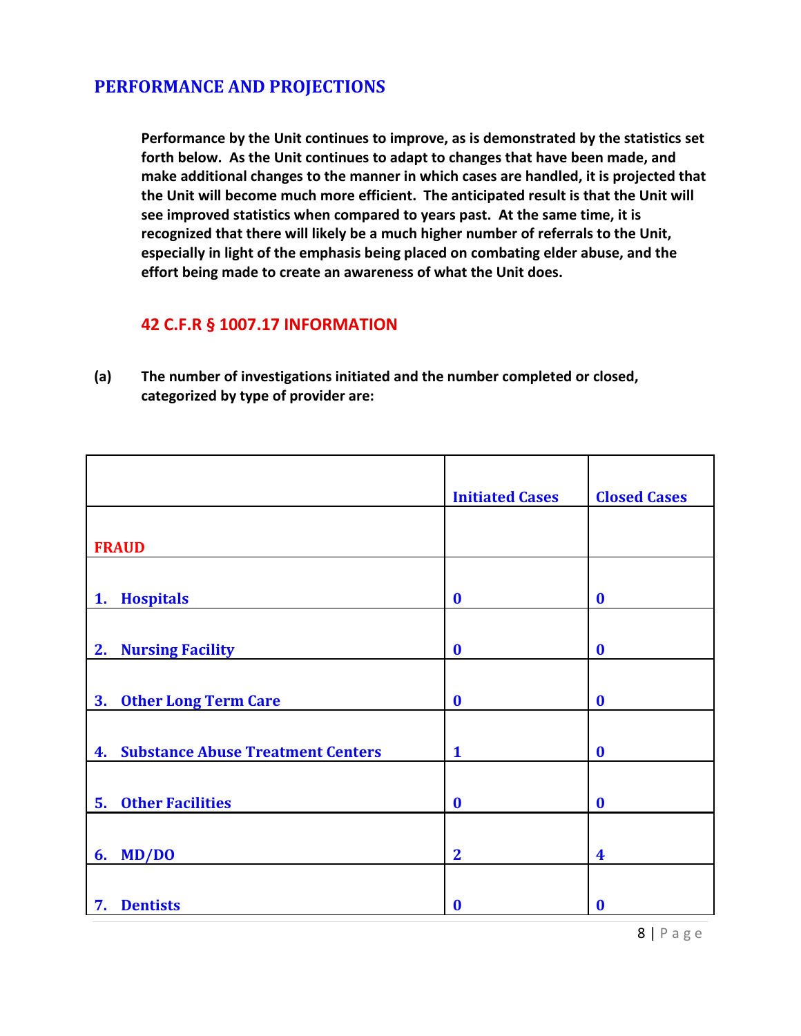## PERFORMANCE AND PROJECTIONS

**Performance by the Unit continues to improve, as is demonstrated by the statistics set forth below. As the Unit continues to adapt to changes that have been made, and make additional changes to the manner in which cases are handled, it is projected that the Unit will become much more efficient. The anticipated result is that the Unit will see improved statistics when compared to years past. At the same time, it is recognized that there will likely be a much higher number of referrals to the Unit, especially in light of the emphasis being placed on combating elder abuse, and the effort being made to create an awareness of what the Unit does.**

### 42 C.F.R § 1007.17 INFORMATION

**(a) The number of investigations initiated and the number completed or closed, categorized by type of provider are:**

| | Initiated Cases | Closed Cases |
|---|---|---|
| **FRAUD** | | |
| **1. Hospitals** | **0** | **0** |
| **2. Nursing Facility** | **0** | **0** |
| **3. Other Long Term Care** | **0** | **0** |
| **4. Substance Abuse Treatment Centers** | **1** | **0** |
| **5. Other Facilities** | **0** | **0** |
| **6. MD/DO** | **2** | **4** |
| **7. Dentists** | **0** | **0** |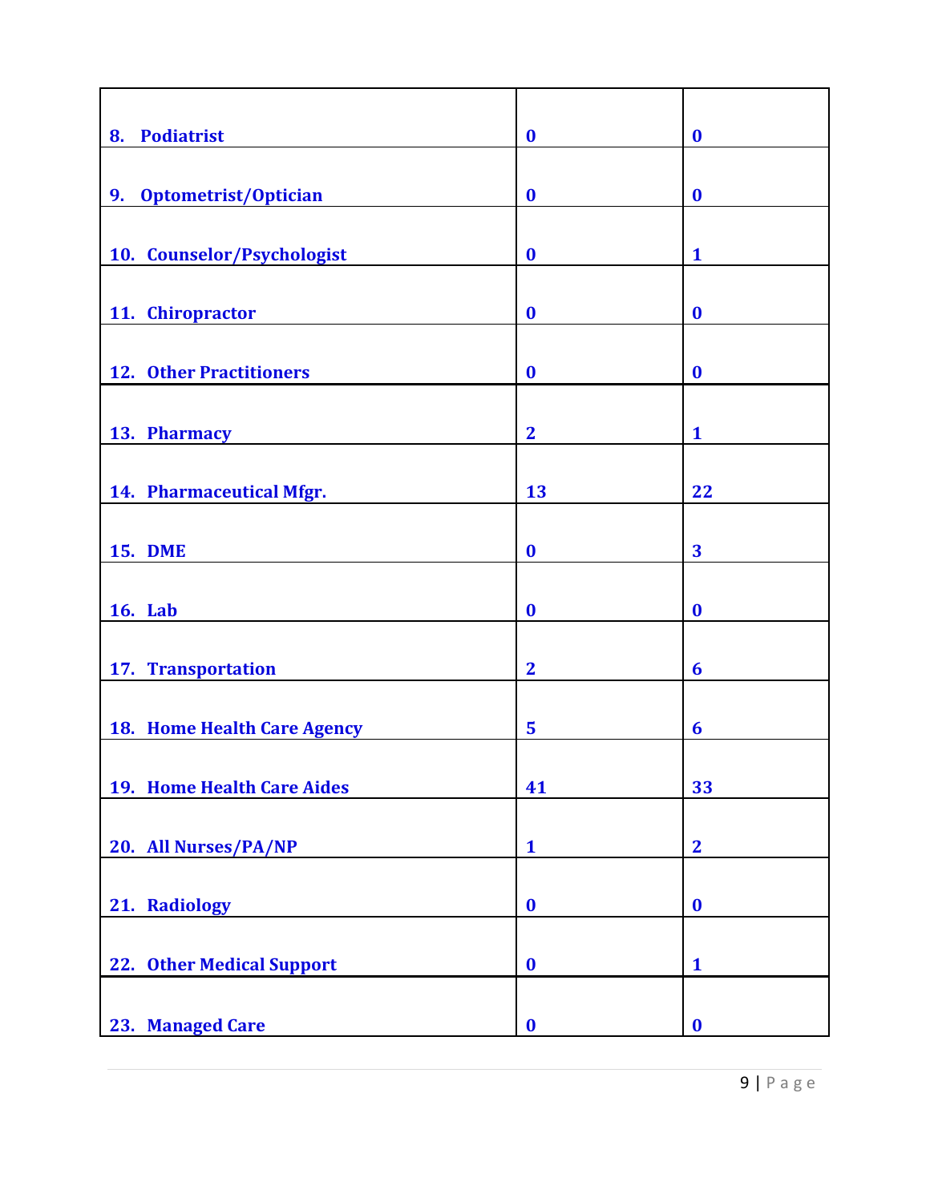| | | |
|---|---|---|
| 8. Podiatrist | 0 | 0 |
| 9. Optometrist/Optician | 0 | 0 |
| 10. Counselor/Psychologist | 0 | 1 |
| 11. Chiropractor | 0 | 0 |
| 12. Other Practitioners | 0 | 0 |
| 13. Pharmacy | 2 | 1 |
| 14. Pharmaceutical Mfgr. | 13 | 22 |
| 15. DME | 0 | 3 |
| 16. Lab | 0 | 0 |
| 17. Transportation | 2 | 6 |
| 18. Home Health Care Agency | 5 | 6 |
| 19. Home Health Care Aides | 41 | 33 |
| 20. All Nurses/PA/NP | 1 | 2 |
| 21. Radiology | 0 | 0 |
| 22. Other Medical Support | 0 | 1 |
| 23. Managed Care | 0 | 0 |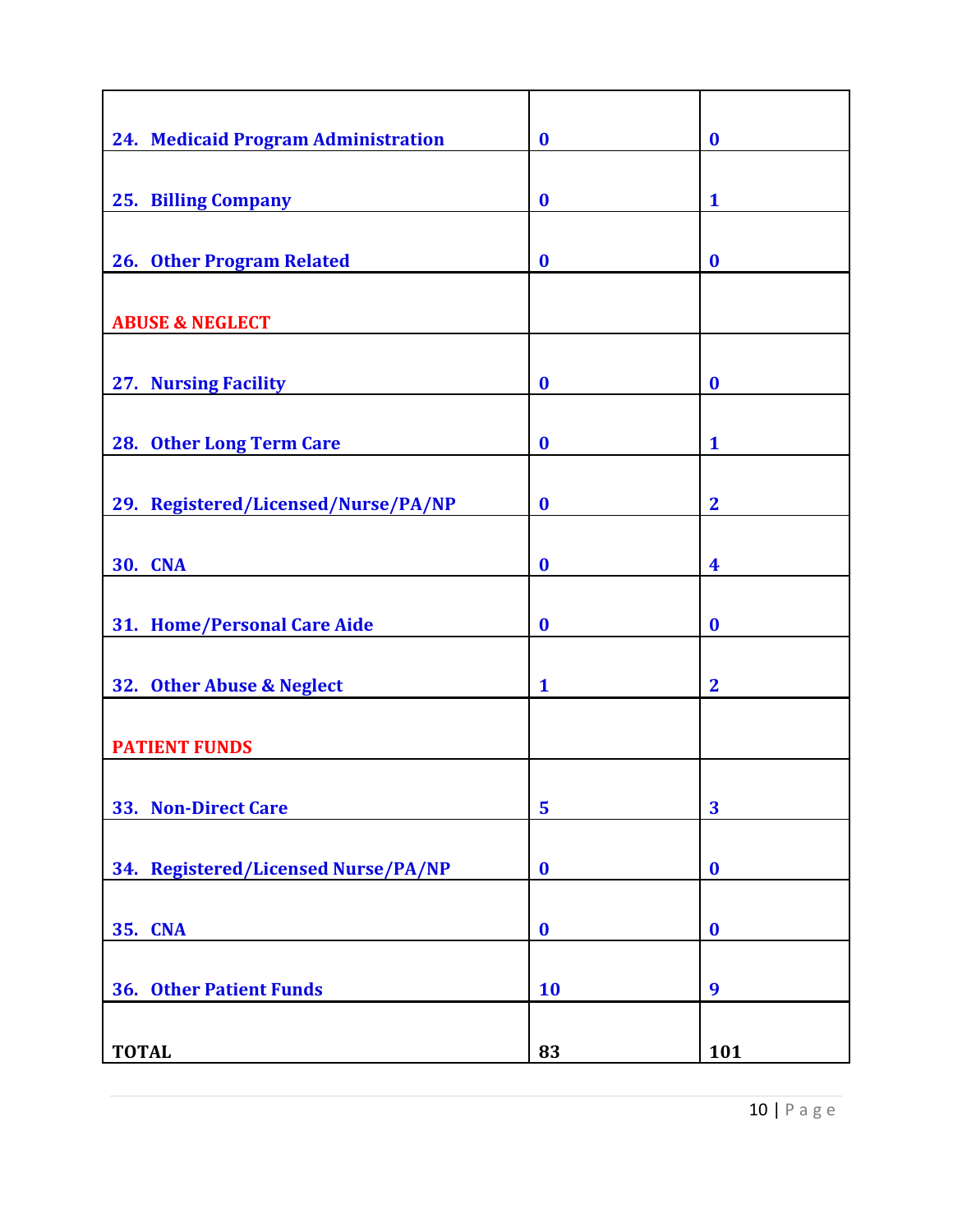| | | |
|---|---|---|
| 24. Medicaid Program Administration | 0 | 0 |
| 25. Billing Company | 0 | 1 |
| 26. Other Program Related | 0 | 0 |
| **ABUSE & NEGLECT** | | |
| 27. Nursing Facility | 0 | 0 |
| 28. Other Long Term Care | 0 | 1 |
| 29. Registered/Licensed/Nurse/PA/NP | 0 | 2 |
| 30. CNA | 0 | 4 |
| 31. Home/Personal Care Aide | 0 | 0 |
| 32. Other Abuse & Neglect | 1 | 2 |
| **PATIENT FUNDS** | | |
| 33. Non-Direct Care | 5 | 3 |
| 34. Registered/Licensed Nurse/PA/NP | 0 | 0 |
| 35. CNA | 0 | 0 |
| 36. Other Patient Funds | 10 | 9 |
| **TOTAL** | **83** | **101** |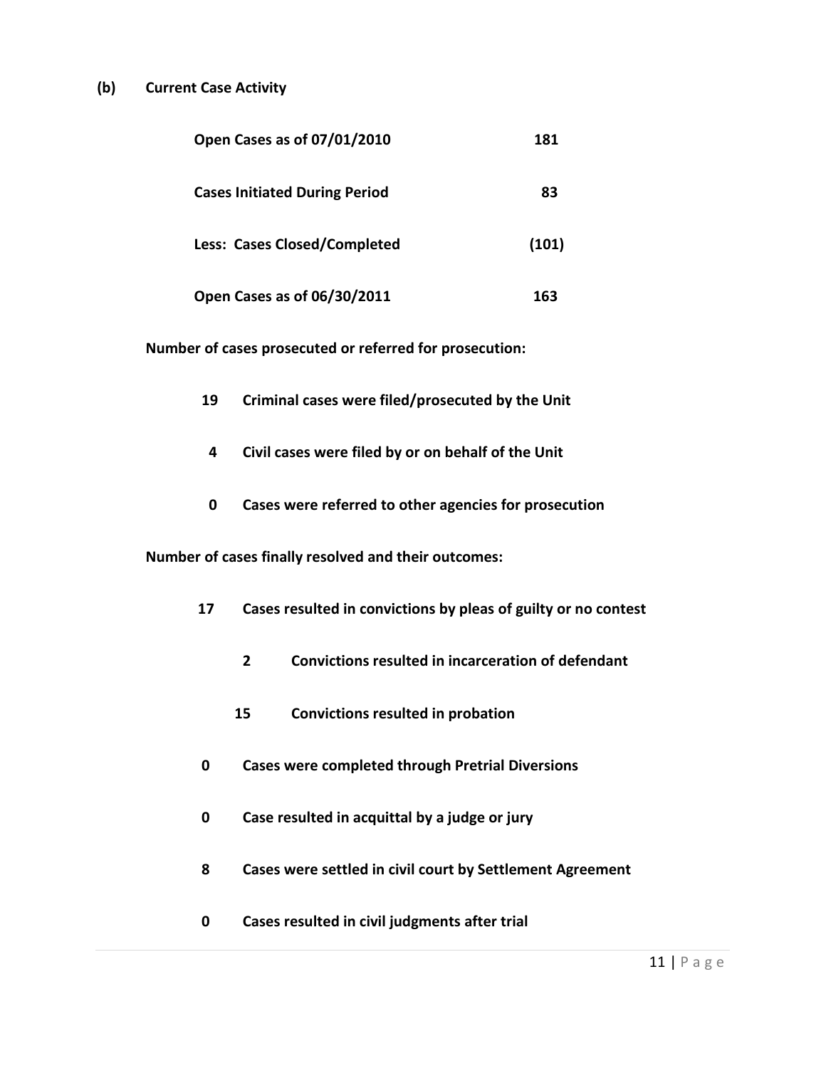**(b) Current Case Activity**

| | |
|---|---|
| **Open Cases as of 07/01/2010** | **181** |
| **Cases Initiated During Period** | **83** |
| **Less: Cases Closed/Completed** | **(101)** |
| **Open Cases as of 06/30/2011** | **163** |

**Number of cases prosecuted or referred for prosecution:**

- **19** **Criminal cases were filed/prosecuted by the Unit**
- **4** **Civil cases were filed by or on behalf of the Unit**
- **0** **Cases were referred to other agencies for prosecution**

**Number of cases finally resolved and their outcomes:**

- **17** **Cases resulted in convictions by pleas of guilty or no contest**
  - **2** **Convictions resulted in incarceration of defendant**
  - **15** **Convictions resulted in probation**
- **0** **Cases were completed through Pretrial Diversions**
- **0** **Case resulted in acquittal by a judge or jury**
- **8** **Cases were settled in civil court by Settlement Agreement**
- **0** **Cases resulted in civil judgments after trial**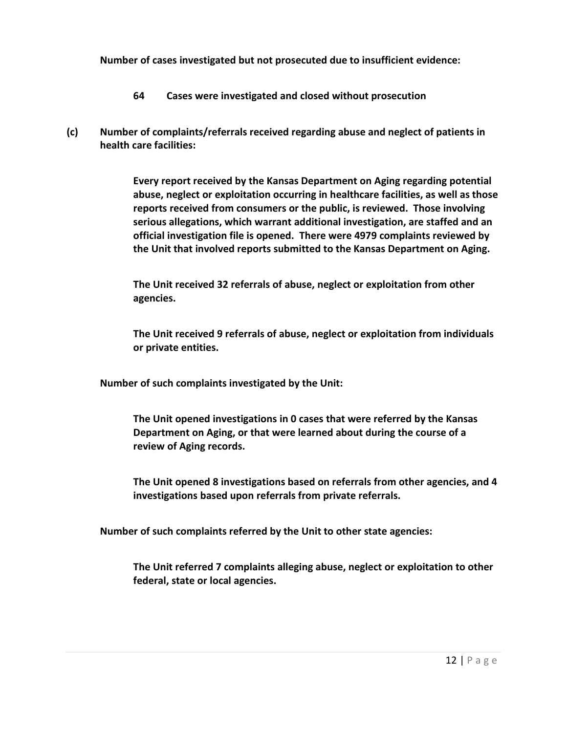**Number of cases investigated but not prosecuted due to insufficient evidence:**

**64 Cases were investigated and closed without prosecution**

**(c) Number of complaints/referrals received regarding abuse and neglect of patients in health care facilities:**

**Every report received by the Kansas Department on Aging regarding potential abuse, neglect or exploitation occurring in healthcare facilities, as well as those reports received from consumers or the public, is reviewed. Those involving serious allegations, which warrant additional investigation, are staffed and an official investigation file is opened. There were 4979 complaints reviewed by the Unit that involved reports submitted to the Kansas Department on Aging.**

**The Unit received 32 referrals of abuse, neglect or exploitation from other agencies.**

**The Unit received 9 referrals of abuse, neglect or exploitation from individuals or private entities.**

**Number of such complaints investigated by the Unit:**

**The Unit opened investigations in 0 cases that were referred by the Kansas Department on Aging, or that were learned about during the course of a review of Aging records.**

**The Unit opened 8 investigations based on referrals from other agencies, and 4 investigations based upon referrals from private referrals.**

**Number of such complaints referred by the Unit to other state agencies:**

**The Unit referred 7 complaints alleging abuse, neglect or exploitation to other federal, state or local agencies.**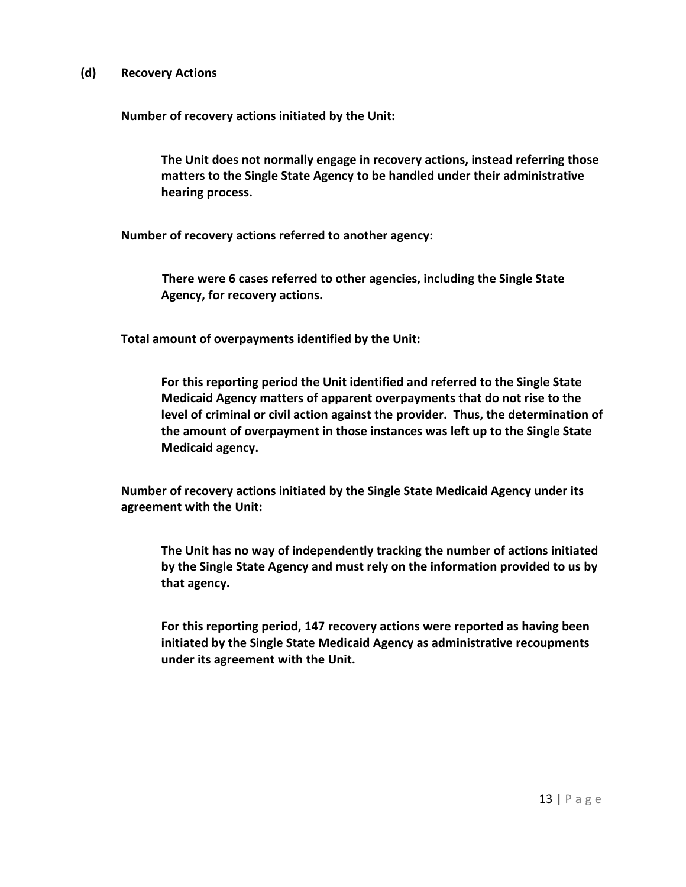### (d) Recovery Actions

**Number of recovery actions initiated by the Unit:**

**The Unit does not normally engage in recovery actions, instead referring those matters to the Single State Agency to be handled under their administrative hearing process.**

**Number of recovery actions referred to another agency:**

**There were 6 cases referred to other agencies, including the Single State Agency, for recovery actions.**

**Total amount of overpayments identified by the Unit:**

**For this reporting period the Unit identified and referred to the Single State Medicaid Agency matters of apparent overpayments that do not rise to the level of criminal or civil action against the provider. Thus, the determination of the amount of overpayment in those instances was left up to the Single State Medicaid agency.**

**Number of recovery actions initiated by the Single State Medicaid Agency under its agreement with the Unit:**

**The Unit has no way of independently tracking the number of actions initiated by the Single State Agency and must rely on the information provided to us by that agency.**

**For this reporting period, 147 recovery actions were reported as having been initiated by the Single State Medicaid Agency as administrative recoupments under its agreement with the Unit.**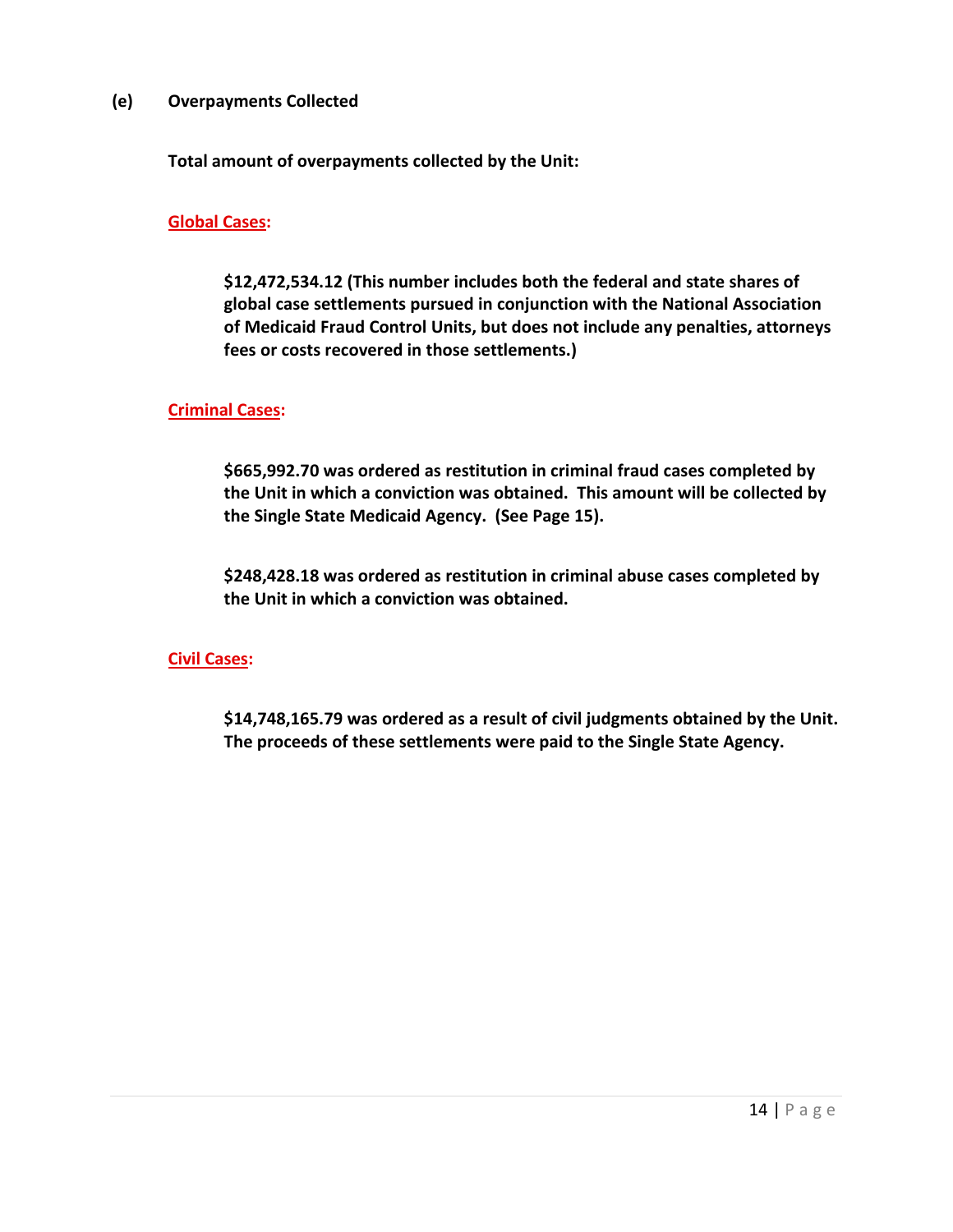### (e) Overpayments Collected

**Total amount of overpayments collected by the Unit:**

**Global Cases:**

**$12,472,534.12 (This number includes both the federal and state shares of global case settlements pursued in conjunction with the National Association of Medicaid Fraud Control Units, but does not include any penalties, attorneys fees or costs recovered in those settlements.)**

**Criminal Cases:**

**$665,992.70 was ordered as restitution in criminal fraud cases completed by the Unit in which a conviction was obtained. This amount will be collected by the Single State Medicaid Agency. (See Page 15).**

**$248,428.18 was ordered as restitution in criminal abuse cases completed by the Unit in which a conviction was obtained.**

**Civil Cases:**

**$14,748,165.79 was ordered as a result of civil judgments obtained by the Unit. The proceeds of these settlements were paid to the Single State Agency.**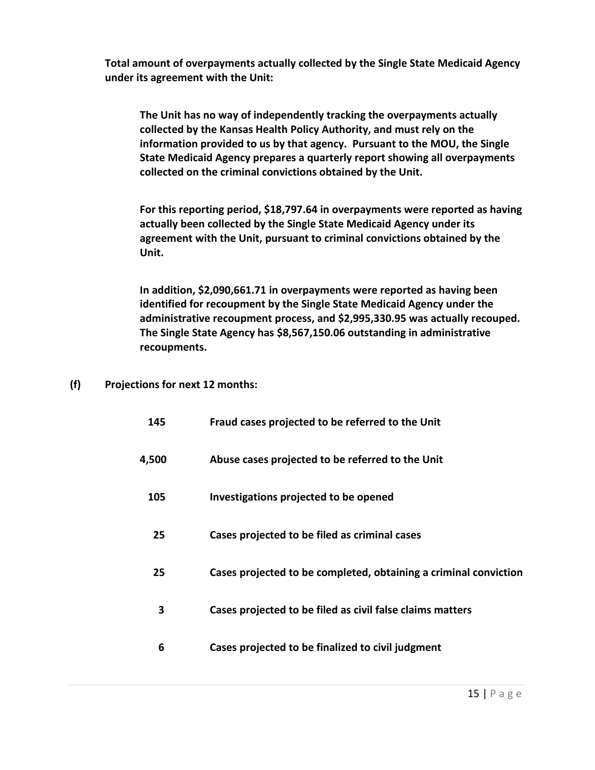**Total amount of overpayments actually collected by the Single State Medicaid Agency under its agreement with the Unit:**

**The Unit has no way of independently tracking the overpayments actually collected by the Kansas Health Policy Authority, and must rely on the information provided to us by that agency. Pursuant to the MOU, the Single State Medicaid Agency prepares a quarterly report showing all overpayments collected on the criminal convictions obtained by the Unit.**

**For this reporting period, $18,797.64 in overpayments were reported as having actually been collected by the Single State Medicaid Agency under its agreement with the Unit, pursuant to criminal convictions obtained by the Unit.**

**In addition, $2,090,661.71 in overpayments were reported as having been identified for recoupment by the Single State Medicaid Agency under the administrative recoupment process, and $2,995,330.95 was actually recouped. The Single State Agency has $8,567,150.06 outstanding in administrative recoupments.**

**(f) Projections for next 12 months:**

| | |
|---|---|
| **145** | **Fraud cases projected to be referred to the Unit** |
| **4,500** | **Abuse cases projected to be referred to the Unit** |
| **105** | **Investigations projected to be opened** |
| **25** | **Cases projected to be filed as criminal cases** |
| **25** | **Cases projected to be completed, obtaining a criminal conviction** |
| **3** | **Cases projected to be filed as civil false claims matters** |
| **6** | **Cases projected to be finalized to civil judgment** |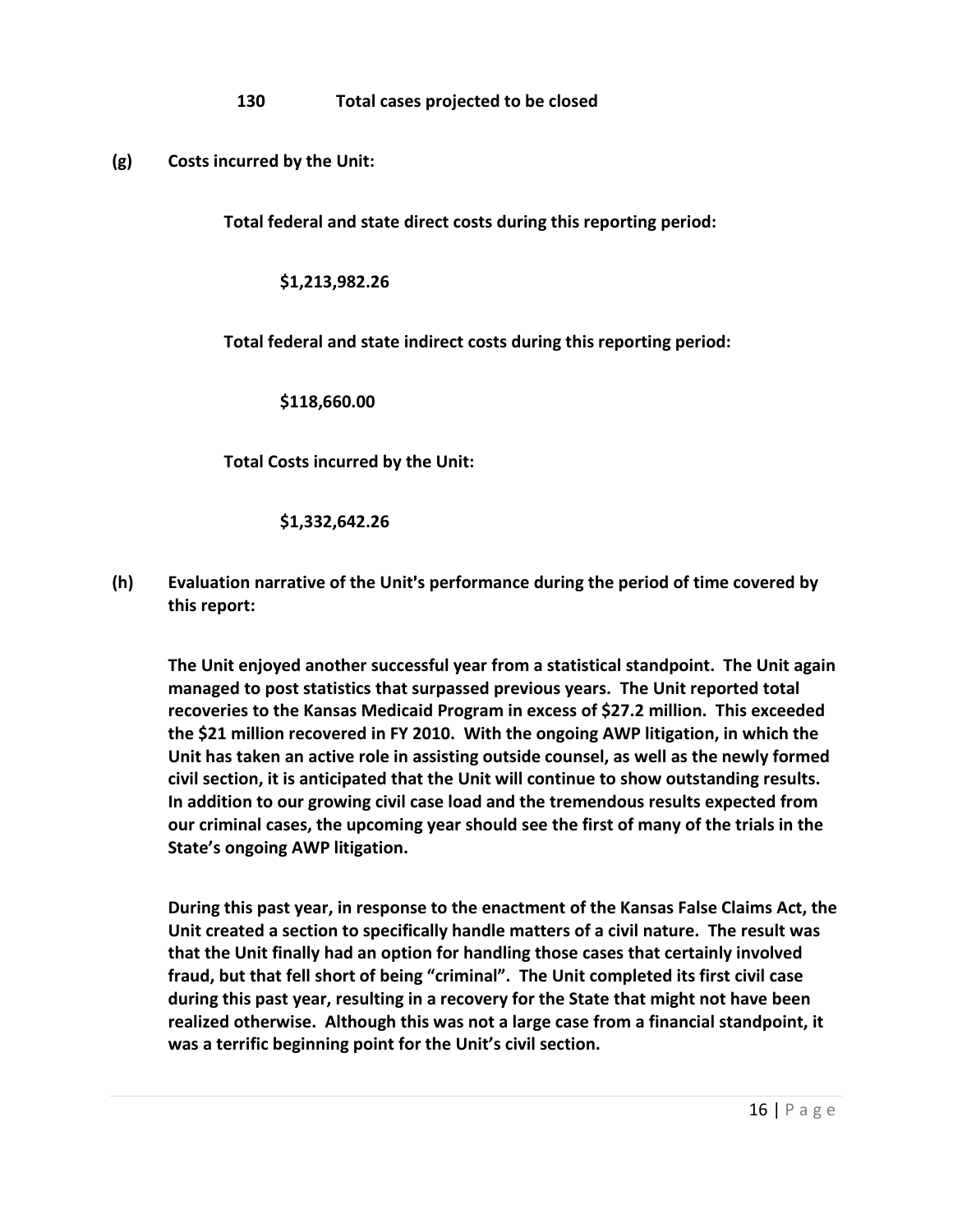**130 Total cases projected to be closed**

**(g) Costs incurred by the Unit:**

**Total federal and state direct costs during this reporting period:**

**$1,213,982.26**

**Total federal and state indirect costs during this reporting period:**

**$118,660.00**

**Total Costs incurred by the Unit:**

**$1,332,642.26**

**(h) Evaluation narrative of the Unit's performance during the period of time covered by this report:**

**The Unit enjoyed another successful year from a statistical standpoint. The Unit again managed to post statistics that surpassed previous years. The Unit reported total recoveries to the Kansas Medicaid Program in excess of $27.2 million. This exceeded the $21 million recovered in FY 2010. With the ongoing AWP litigation, in which the Unit has taken an active role in assisting outside counsel, as well as the newly formed civil section, it is anticipated that the Unit will continue to show outstanding results. In addition to our growing civil case load and the tremendous results expected from our criminal cases, the upcoming year should see the first of many of the trials in the State's ongoing AWP litigation.**

**During this past year, in response to the enactment of the Kansas False Claims Act, the Unit created a section to specifically handle matters of a civil nature. The result was that the Unit finally had an option for handling those cases that certainly involved fraud, but that fell short of being "criminal". The Unit completed its first civil case during this past year, resulting in a recovery for the State that might not have been realized otherwise. Although this was not a large case from a financial standpoint, it was a terrific beginning point for the Unit's civil section.**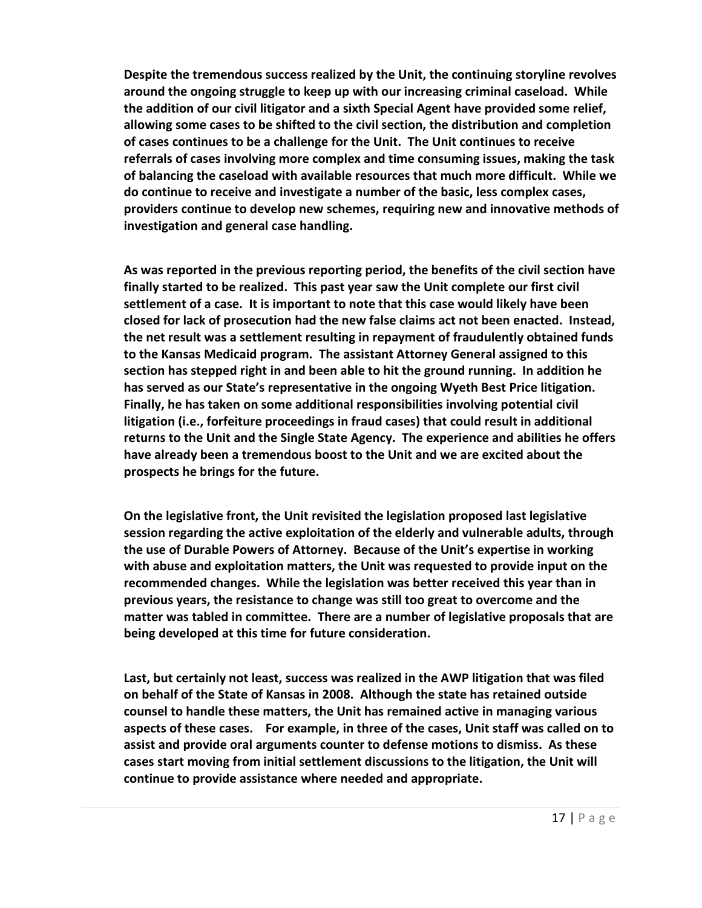**Despite the tremendous success realized by the Unit, the continuing storyline revolves around the ongoing struggle to keep up with our increasing criminal caseload. While the addition of our civil litigator and a sixth Special Agent have provided some relief, allowing some cases to be shifted to the civil section, the distribution and completion of cases continues to be a challenge for the Unit. The Unit continues to receive referrals of cases involving more complex and time consuming issues, making the task of balancing the caseload with available resources that much more difficult. While we do continue to receive and investigate a number of the basic, less complex cases, providers continue to develop new schemes, requiring new and innovative methods of investigation and general case handling.**

**As was reported in the previous reporting period, the benefits of the civil section have finally started to be realized. This past year saw the Unit complete our first civil settlement of a case. It is important to note that this case would likely have been closed for lack of prosecution had the new false claims act not been enacted. Instead, the net result was a settlement resulting in repayment of fraudulently obtained funds to the Kansas Medicaid program. The assistant Attorney General assigned to this section has stepped right in and been able to hit the ground running. In addition he has served as our State's representative in the ongoing Wyeth Best Price litigation. Finally, he has taken on some additional responsibilities involving potential civil litigation (i.e., forfeiture proceedings in fraud cases) that could result in additional returns to the Unit and the Single State Agency. The experience and abilities he offers have already been a tremendous boost to the Unit and we are excited about the prospects he brings for the future.**

**On the legislative front, the Unit revisited the legislation proposed last legislative session regarding the active exploitation of the elderly and vulnerable adults, through the use of Durable Powers of Attorney. Because of the Unit's expertise in working with abuse and exploitation matters, the Unit was requested to provide input on the recommended changes. While the legislation was better received this year than in previous years, the resistance to change was still too great to overcome and the matter was tabled in committee. There are a number of legislative proposals that are being developed at this time for future consideration.**

**Last, but certainly not least, success was realized in the AWP litigation that was filed on behalf of the State of Kansas in 2008. Although the state has retained outside counsel to handle these matters, the Unit has remained active in managing various aspects of these cases. For example, in three of the cases, Unit staff was called on to assist and provide oral arguments counter to defense motions to dismiss. As these cases start moving from initial settlement discussions to the litigation, the Unit will continue to provide assistance where needed and appropriate.**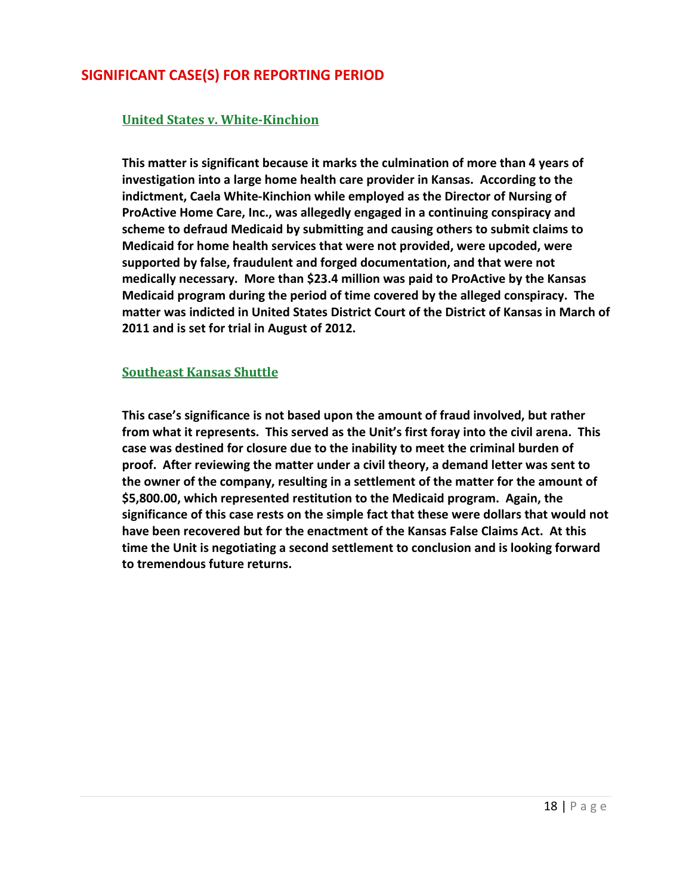## SIGNIFICANT CASE(S) FOR REPORTING PERIOD

### United States v. White-Kinchion

**This matter is significant because it marks the culmination of more than 4 years of investigation into a large home health care provider in Kansas. According to the indictment, Caela White-Kinchion while employed as the Director of Nursing of ProActive Home Care, Inc., was allegedly engaged in a continuing conspiracy and scheme to defraud Medicaid by submitting and causing others to submit claims to Medicaid for home health services that were not provided, were upcoded, were supported by false, fraudulent and forged documentation, and that were not medically necessary. More than $23.4 million was paid to ProActive by the Kansas Medicaid program during the period of time covered by the alleged conspiracy. The matter was indicted in United States District Court of the District of Kansas in March of 2011 and is set for trial in August of 2012.**

### Southeast Kansas Shuttle

**This case's significance is not based upon the amount of fraud involved, but rather from what it represents. This served as the Unit's first foray into the civil arena. This case was destined for closure due to the inability to meet the criminal burden of proof. After reviewing the matter under a civil theory, a demand letter was sent to the owner of the company, resulting in a settlement of the matter for the amount of $5,800.00, which represented restitution to the Medicaid program. Again, the significance of this case rests on the simple fact that these were dollars that would not have been recovered but for the enactment of the Kansas False Claims Act. At this time the Unit is negotiating a second settlement to conclusion and is looking forward to tremendous future returns.**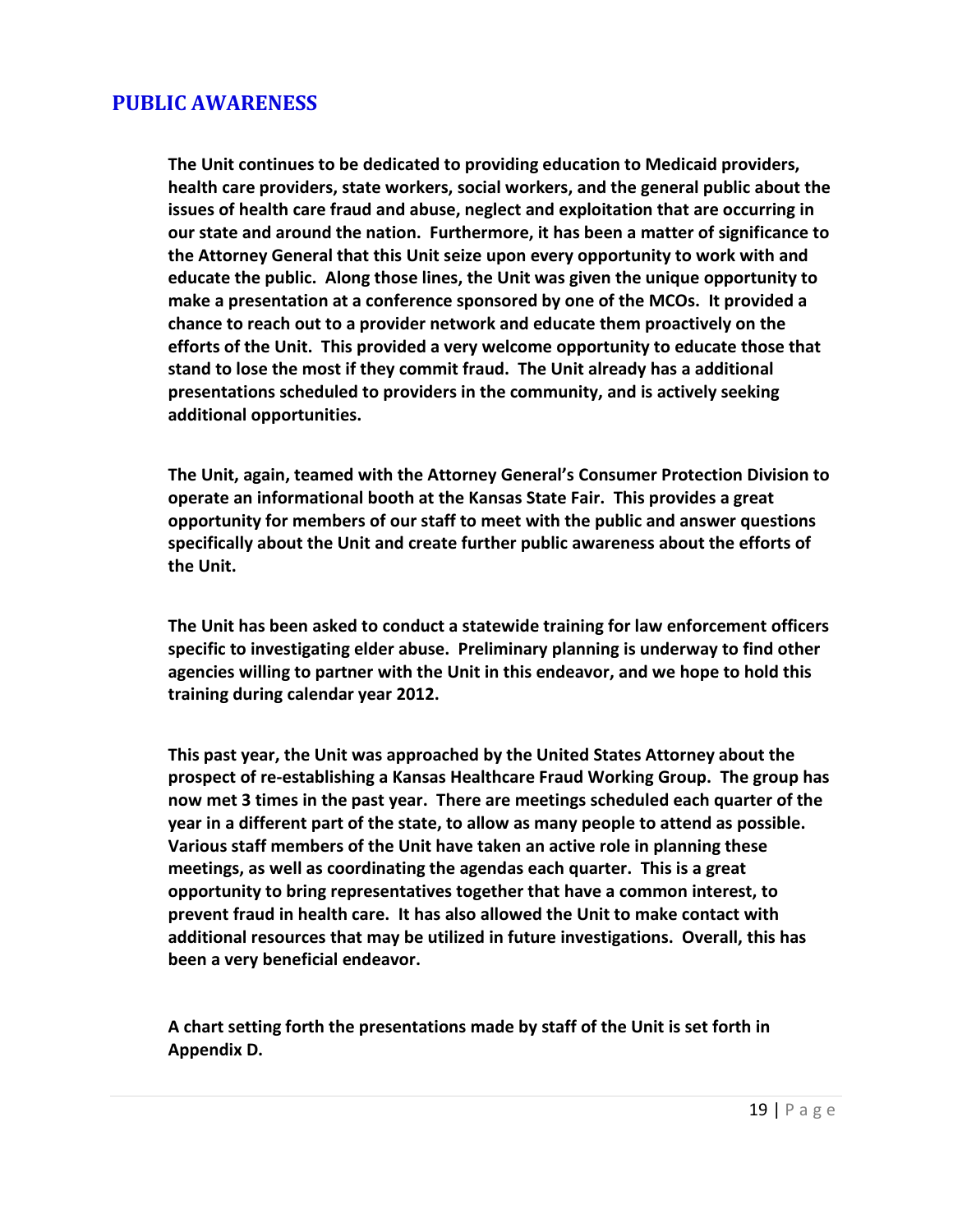## PUBLIC AWARENESS

**The Unit continues to be dedicated to providing education to Medicaid providers, health care providers, state workers, social workers, and the general public about the issues of health care fraud and abuse, neglect and exploitation that are occurring in our state and around the nation. Furthermore, it has been a matter of significance to the Attorney General that this Unit seize upon every opportunity to work with and educate the public. Along those lines, the Unit was given the unique opportunity to make a presentation at a conference sponsored by one of the MCOs. It provided a chance to reach out to a provider network and educate them proactively on the efforts of the Unit. This provided a very welcome opportunity to educate those that stand to lose the most if they commit fraud. The Unit already has a additional presentations scheduled to providers in the community, and is actively seeking additional opportunities.**

**The Unit, again, teamed with the Attorney General's Consumer Protection Division to operate an informational booth at the Kansas State Fair. This provides a great opportunity for members of our staff to meet with the public and answer questions specifically about the Unit and create further public awareness about the efforts of the Unit.**

**The Unit has been asked to conduct a statewide training for law enforcement officers specific to investigating elder abuse. Preliminary planning is underway to find other agencies willing to partner with the Unit in this endeavor, and we hope to hold this training during calendar year 2012.**

**This past year, the Unit was approached by the United States Attorney about the prospect of re-establishing a Kansas Healthcare Fraud Working Group. The group has now met 3 times in the past year. There are meetings scheduled each quarter of the year in a different part of the state, to allow as many people to attend as possible. Various staff members of the Unit have taken an active role in planning these meetings, as well as coordinating the agendas each quarter. This is a great opportunity to bring representatives together that have a common interest, to prevent fraud in health care. It has also allowed the Unit to make contact with additional resources that may be utilized in future investigations. Overall, this has been a very beneficial endeavor.**

**A chart setting forth the presentations made by staff of the Unit is set forth in Appendix D.**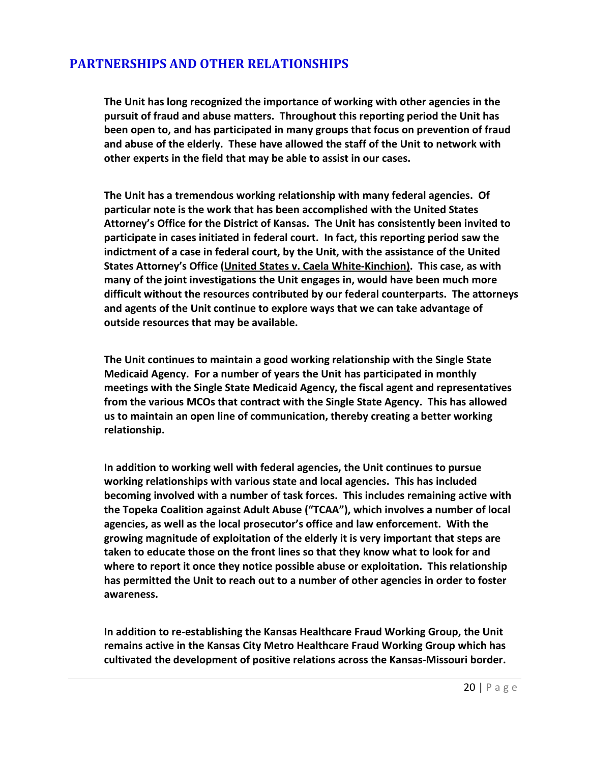## PARTNERSHIPS AND OTHER RELATIONSHIPS

**The Unit has long recognized the importance of working with other agencies in the pursuit of fraud and abuse matters. Throughout this reporting period the Unit has been open to, and has participated in many groups that focus on prevention of fraud and abuse of the elderly. These have allowed the staff of the Unit to network with other experts in the field that may be able to assist in our cases.**

**The Unit has a tremendous working relationship with many federal agencies. Of particular note is the work that has been accomplished with the United States Attorney's Office for the District of Kansas. The Unit has consistently been invited to participate in cases initiated in federal court. In fact, this reporting period saw the indictment of a case in federal court, by the Unit, with the assistance of the United States Attorney's Office (<u>United States v. Caela White-Kinchion</u>). This case, as with many of the joint investigations the Unit engages in, would have been much more difficult without the resources contributed by our federal counterparts. The attorneys and agents of the Unit continue to explore ways that we can take advantage of outside resources that may be available.**

**The Unit continues to maintain a good working relationship with the Single State Medicaid Agency. For a number of years the Unit has participated in monthly meetings with the Single State Medicaid Agency, the fiscal agent and representatives from the various MCOs that contract with the Single State Agency. This has allowed us to maintain an open line of communication, thereby creating a better working relationship.**

**In addition to working well with federal agencies, the Unit continues to pursue working relationships with various state and local agencies. This has included becoming involved with a number of task forces. This includes remaining active with the Topeka Coalition against Adult Abuse ("TCAA"), which involves a number of local agencies, as well as the local prosecutor's office and law enforcement. With the growing magnitude of exploitation of the elderly it is very important that steps are taken to educate those on the front lines so that they know what to look for and where to report it once they notice possible abuse or exploitation. This relationship has permitted the Unit to reach out to a number of other agencies in order to foster awareness.**

**In addition to re-establishing the Kansas Healthcare Fraud Working Group, the Unit remains active in the Kansas City Metro Healthcare Fraud Working Group which has cultivated the development of positive relations across the Kansas-Missouri border.**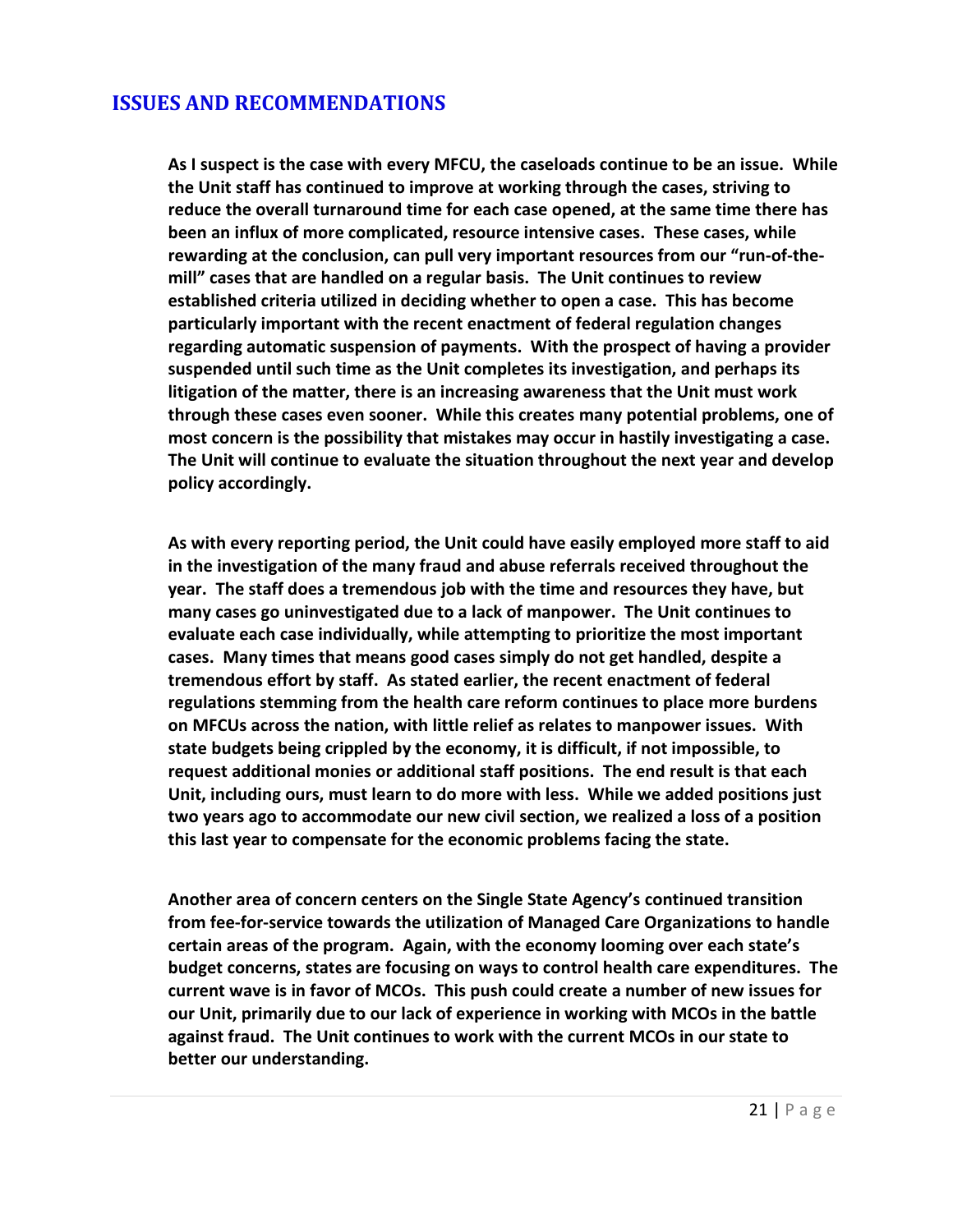## ISSUES AND RECOMMENDATIONS

**As I suspect is the case with every MFCU, the caseloads continue to be an issue. While the Unit staff has continued to improve at working through the cases, striving to reduce the overall turnaround time for each case opened, at the same time there has been an influx of more complicated, resource intensive cases. These cases, while rewarding at the conclusion, can pull very important resources from our "run-of-the-mill" cases that are handled on a regular basis. The Unit continues to review established criteria utilized in deciding whether to open a case. This has become particularly important with the recent enactment of federal regulation changes regarding automatic suspension of payments. With the prospect of having a provider suspended until such time as the Unit completes its investigation, and perhaps its litigation of the matter, there is an increasing awareness that the Unit must work through these cases even sooner. While this creates many potential problems, one of most concern is the possibility that mistakes may occur in hastily investigating a case. The Unit will continue to evaluate the situation throughout the next year and develop policy accordingly.**

**As with every reporting period, the Unit could have easily employed more staff to aid in the investigation of the many fraud and abuse referrals received throughout the year. The staff does a tremendous job with the time and resources they have, but many cases go uninvestigated due to a lack of manpower. The Unit continues to evaluate each case individually, while attempting to prioritize the most important cases. Many times that means good cases simply do not get handled, despite a tremendous effort by staff. As stated earlier, the recent enactment of federal regulations stemming from the health care reform continues to place more burdens on MFCUs across the nation, with little relief as relates to manpower issues. With state budgets being crippled by the economy, it is difficult, if not impossible, to request additional monies or additional staff positions. The end result is that each Unit, including ours, must learn to do more with less. While we added positions just two years ago to accommodate our new civil section, we realized a loss of a position this last year to compensate for the economic problems facing the state.**

**Another area of concern centers on the Single State Agency's continued transition from fee-for-service towards the utilization of Managed Care Organizations to handle certain areas of the program. Again, with the economy looming over each state's budget concerns, states are focusing on ways to control health care expenditures. The current wave is in favor of MCOs. This push could create a number of new issues for our Unit, primarily due to our lack of experience in working with MCOs in the battle against fraud. The Unit continues to work with the current MCOs in our state to better our understanding.**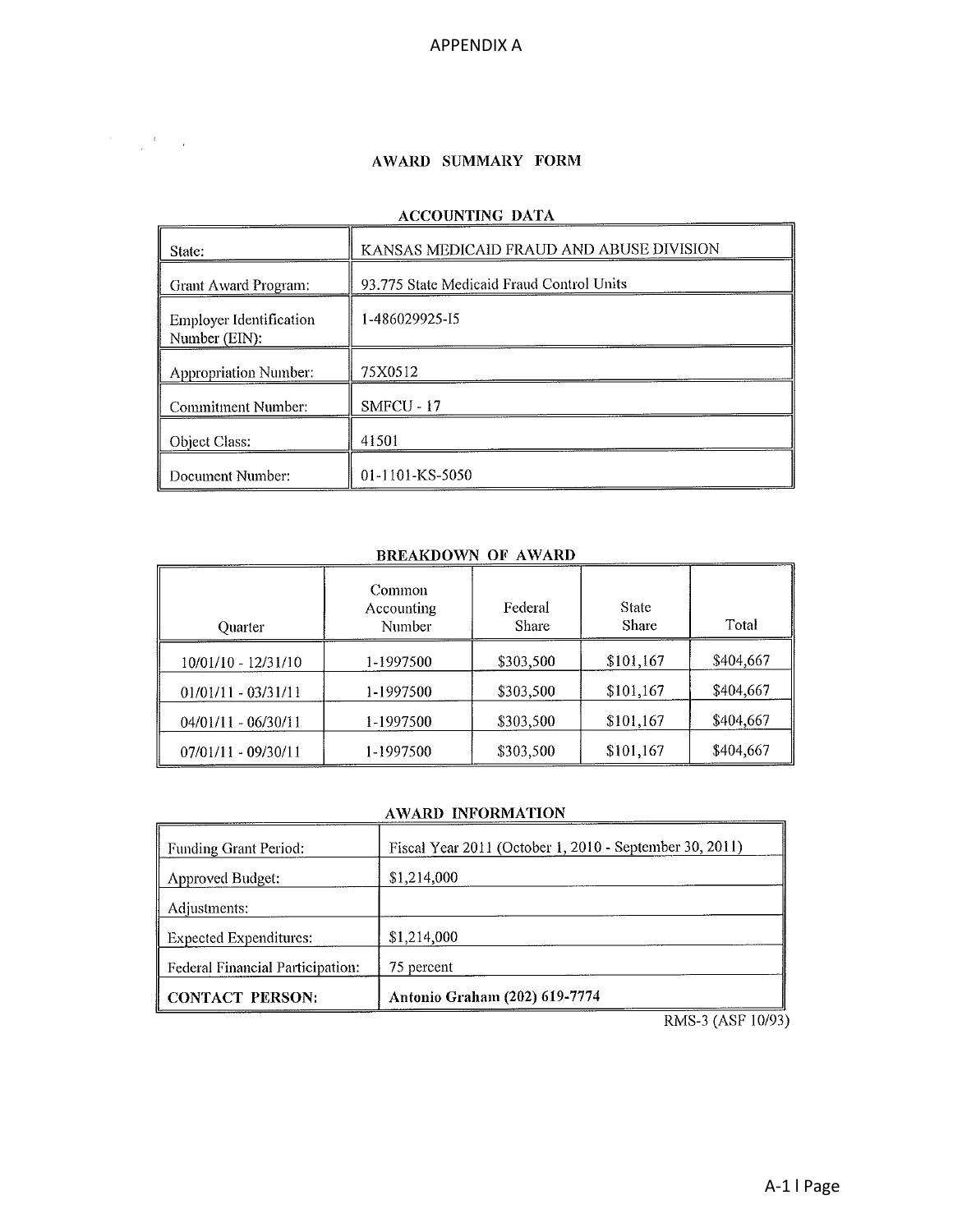APPENDIX A

## AWARD SUMMARY FORM

### ACCOUNTING DATA

| State: | KANSAS MEDICAID FRAUD AND ABUSE DIVISION |
|---|---|
| Grant Award Program: | 93.775 State Medicaid Fraud Control Units |
| Employer Identification Number (EIN): | 1-486029925-I5 |
| Appropriation Number: | 75X0512 |
| Commitment Number: | SMFCU - 17 |
| Object Class: | 41501 |
| Document Number: | 01-1101-KS-5050 |

### BREAKDOWN OF AWARD

| Quarter | Common Accounting Number | Federal Share | State Share | Total |
|---|---|---|---|---|
| 10/01/10 - 12/31/10 | 1-1997500 | $303,500 | $101,167 | $404,667 |
| 01/01/11 - 03/31/11 | 1-1997500 | $303,500 | $101,167 | $404,667 |
| 04/01/11 - 06/30/11 | 1-1997500 | $303,500 | $101,167 | $404,667 |
| 07/01/11 - 09/30/11 | 1-1997500 | $303,500 | $101,167 | $404,667 |

### AWARD INFORMATION

| Funding Grant Period: | Fiscal Year 2011 (October 1, 2010 - September 30, 2011) |
|---|---|
| Approved Budget: | $1,214,000 |
| Adjustments: | |
| Expected Expenditures: | $1,214,000 |
| Federal Financial Participation: | 75 percent |
| **CONTACT PERSON:** | **Antonio Graham (202) 619-7774** |

RMS-3 (ASF 10/93)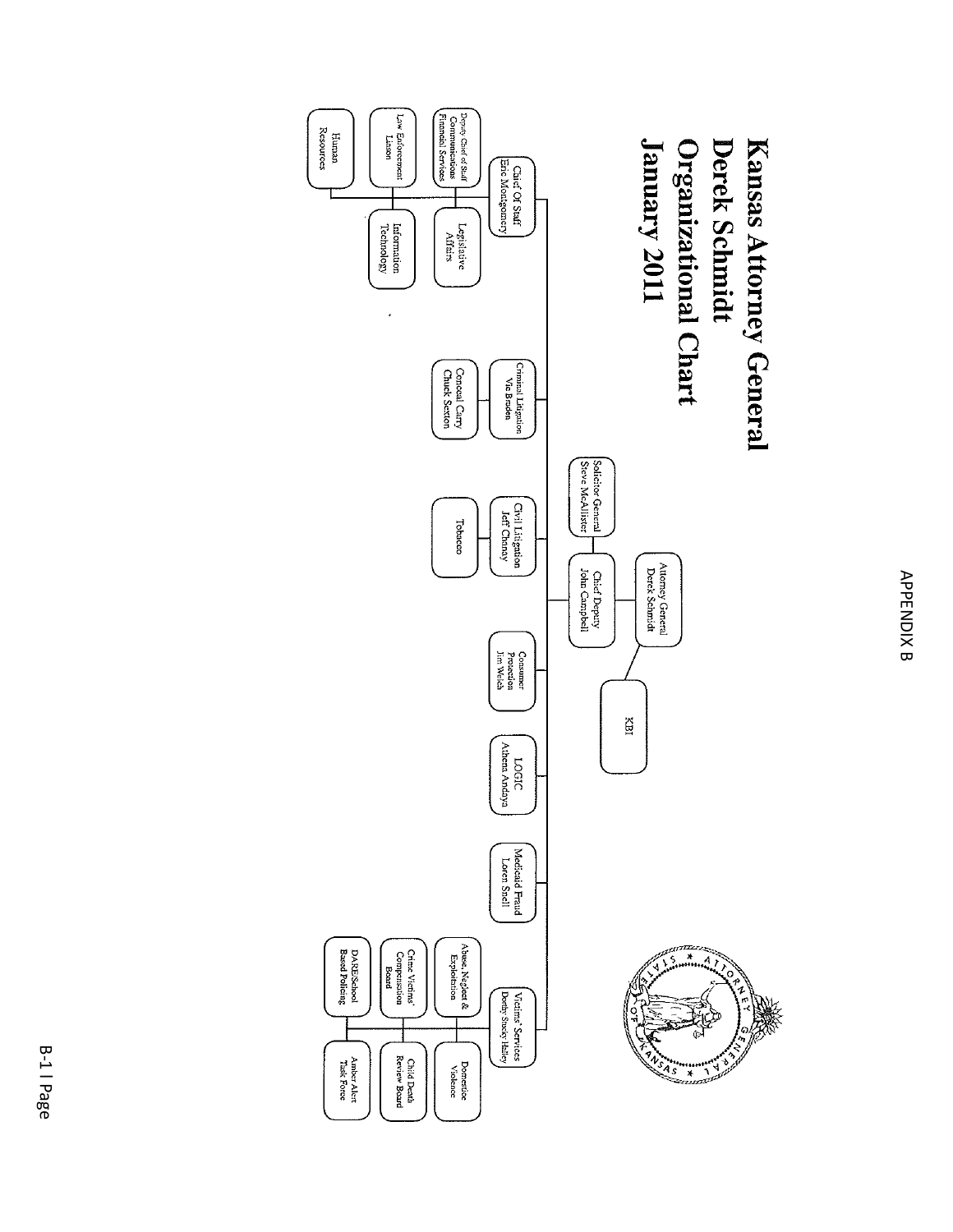APPENDIX B

# Kansas Attorney General Derek Schmidt Organizational Chart January 2011

- Attorney General Derek Schmidt
  - KBI
  - Chief Deputy John Campbell
    - Solicitor General Steve McAllister
    - Chief Of Staff Eric Montgomery
      - Deputy Chief of Staff Communications Financial Services
      - Legislative Affairs
      - Law Enforcement Liaison
      - Information Technology
      - Human Resources
    - Criminal Litigation Vic Braden
      - Conceal Carry Chuck Sexton
    - Civil Litigation Jeff Chanay
      - Tobacco
    - Consumer Protection Jim Welch
    - LOGIC Athena Andaya
    - Medicaid Fraud Loren Snell
    - Victims' Services Deetty Sisky Haley
      - Abuse, Neglect & Exploitation
      - Domestic Violence
      - Crime Victims' Compensation Board
      - Child Death Review Board
      - DARE/School Based Policing
      - Amber Alert Task Force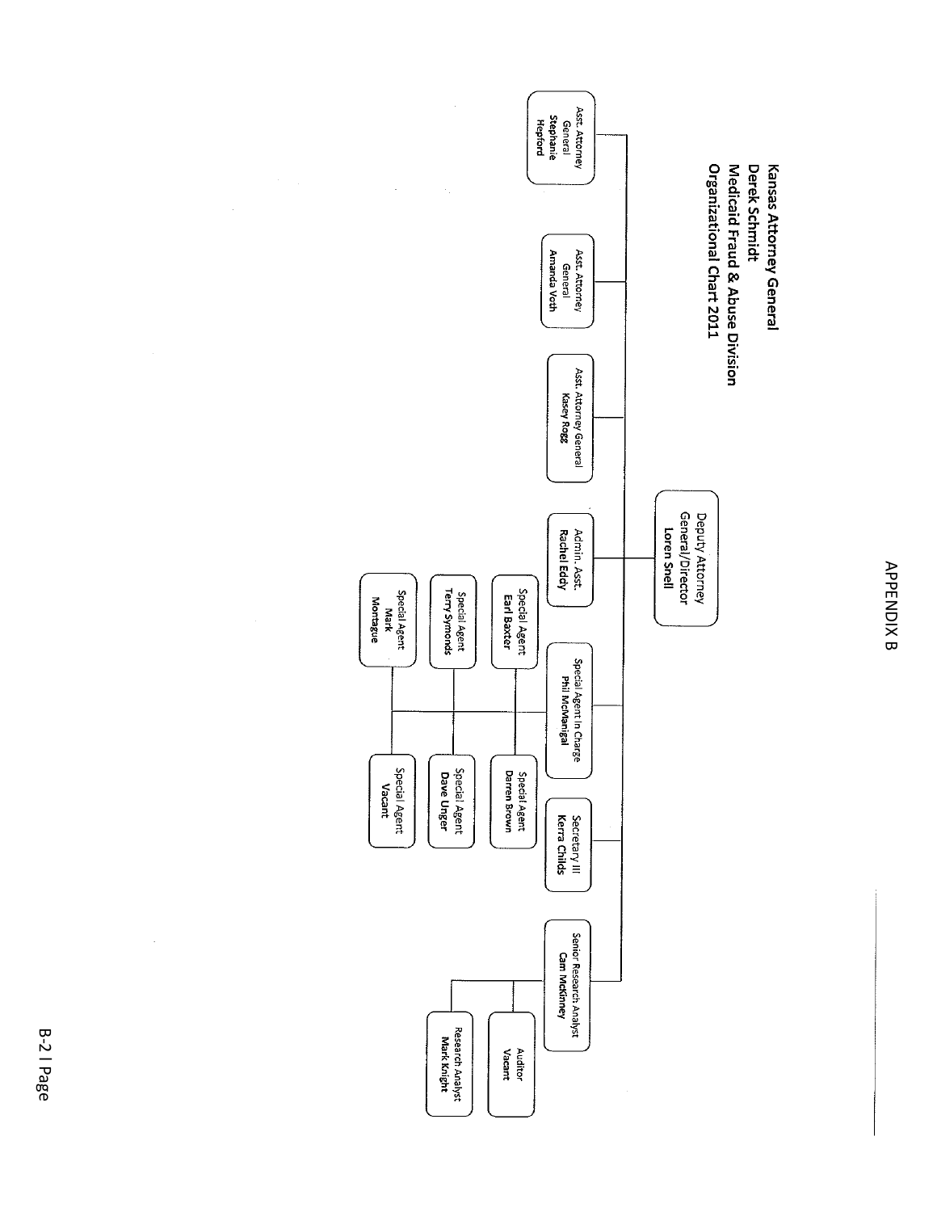# APPENDIX B

**Kansas Attorney General**
**Derek Schmidt**
**Medicaid Fraud & Abuse Division**
**Organizational Chart 2011**

- **Deputy Attorney General/Director** — **Loren Snell**
  - Asst. Attorney General — **Stephanie Hepford**
  - Asst. Attorney General — **Amanda Voth**
  - Asst. Attorney General — **Kasey Rogg**
  - Admin. Asst. — **Rachel Eddy**
  - Special Agent In Charge — **Phil McManigal**
    - Special Agent — **Earl Baxter**
    - Special Agent — **Terry Symonds**
    - Special Agent — **Mark Montague**
    - Special Agent — **Darren Brown**
    - Special Agent — **Dave Unger**
    - Special Agent — **Vacant**
  - Secretary III — **Kerra Childs**
  - Senior Research Analyst — **Cam McKinney**
    - Auditor — **Vacant**
    - Research Analyst — **Mark Knight**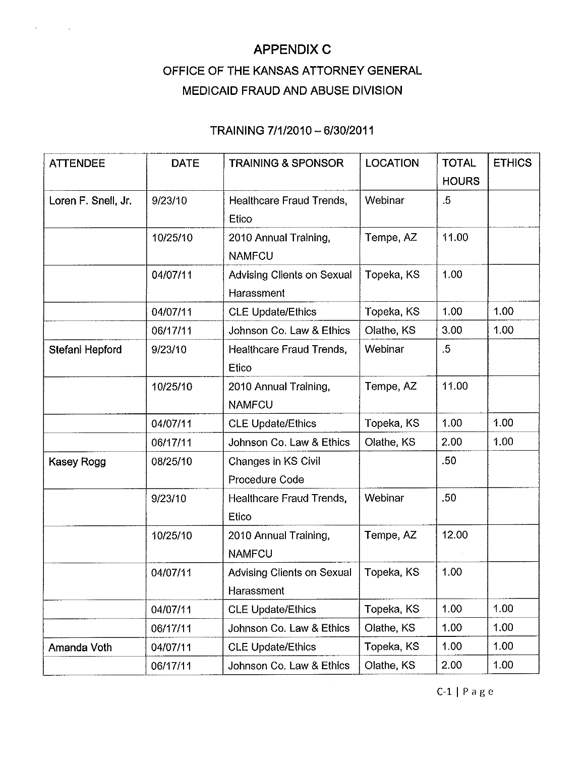# APPENDIX C

## OFFICE OF THE KANSAS ATTORNEY GENERAL

## MEDICAID FRAUD AND ABUSE DIVISION

### TRAINING 7/1/2010 – 6/30/2011

| ATTENDEE | DATE | TRAINING & SPONSOR | LOCATION | TOTAL HOURS | ETHICS |
|---|---|---|---|---|---|
| Loren F. Snell, Jr. | 9/23/10 | Healthcare Fraud Trends, Etico | Webinar | .5 | |
| | 10/25/10 | 2010 Annual Training, NAMFCU | Tempe, AZ | 11.00 | |
| | 04/07/11 | Advising Clients on Sexual Harassment | Topeka, KS | 1.00 | |
| | 04/07/11 | CLE Update/Ethics | Topeka, KS | 1.00 | 1.00 |
| | 06/17/11 | Johnson Co. Law & Ethics | Olathe, KS | 3.00 | 1.00 |
| Stefani Hepford | 9/23/10 | Healthcare Fraud Trends, Etico | Webinar | .5 | |
| | 10/25/10 | 2010 Annual Training, NAMFCU | Tempe, AZ | 11.00 | |
| | 04/07/11 | CLE Update/Ethics | Topeka, KS | 1.00 | 1.00 |
| | 06/17/11 | Johnson Co. Law & Ethics | Olathe, KS | 2.00 | 1.00 |
| Kasey Rogg | 08/25/10 | Changes in KS Civil Procedure Code | | .50 | |
| | 9/23/10 | Healthcare Fraud Trends, Etico | Webinar | .50 | |
| | 10/25/10 | 2010 Annual Training, NAMFCU | Tempe, AZ | 12.00 | |
| | 04/07/11 | Advising Clients on Sexual Harassment | Topeka, KS | 1.00 | |
| | 04/07/11 | CLE Update/Ethics | Topeka, KS | 1.00 | 1.00 |
| | 06/17/11 | Johnson Co. Law & Ethics | Olathe, KS | 1.00 | 1.00 |
| Amanda Voth | 04/07/11 | CLE Update/Ethics | Topeka, KS | 1.00 | 1.00 |
| | 06/17/11 | Johnson Co. Law & Ethics | Olathe, KS | 2.00 | 1.00 |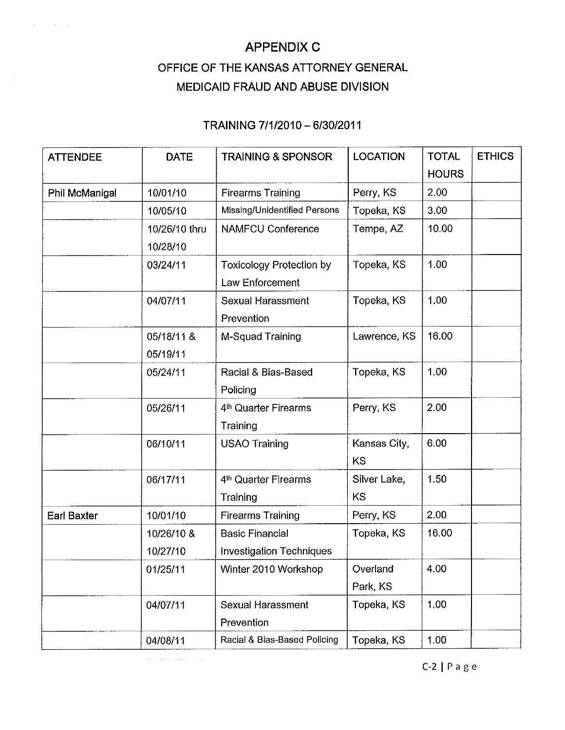# APPENDIX C

## OFFICE OF THE KANSAS ATTORNEY GENERAL

## MEDICAID FRAUD AND ABUSE DIVISION

### TRAINING 7/1/2010 – 6/30/2011

| ATTENDEE | DATE | TRAINING & SPONSOR | LOCATION | TOTAL HOURS | ETHICS |
|---|---|---|---|---|---|
| Phil McManigal | 10/01/10 | Firearms Training | Perry, KS | 2.00 | |
| | 10/05/10 | Missing/Unidentified Persons | Topeka, KS | 3.00 | |
| | 10/26/10 thru 10/28/10 | NAMFCU Conference | Tempe, AZ | 10.00 | |
| | 03/24/11 | Toxicology Protection by Law Enforcement | Topeka, KS | 1.00 | |
| | 04/07/11 | Sexual Harassment Prevention | Topeka, KS | 1.00 | |
| | 05/18/11 & 05/19/11 | M-Squad Training | Lawrence, KS | 16.00 | |
| | 05/24/11 | Racial & Bias-Based Policing | Topeka, KS | 1.00 | |
| | 05/26/11 | 4th Quarter Firearms Training | Perry, KS | 2.00 | |
| | 06/10/11 | USAO Training | Kansas City, KS | 6.00 | |
| | 06/17/11 | 4th Quarter Firearms Training | Silver Lake, KS | 1.50 | |
| Earl Baxter | 10/01/10 | Firearms Training | Perry, KS | 2.00 | |
| | 10/26/10 & 10/27/10 | Basic Financial Investigation Techniques | Topeka, KS | 16.00 | |
| | 01/25/11 | Winter 2010 Workshop | Overland Park, KS | 4.00 | |
| | 04/07/11 | Sexual Harassment Prevention | Topeka, KS | 1.00 | |
| | 04/08/11 | Racial & Bias-Based Policing | Topeka, KS | 1.00 | |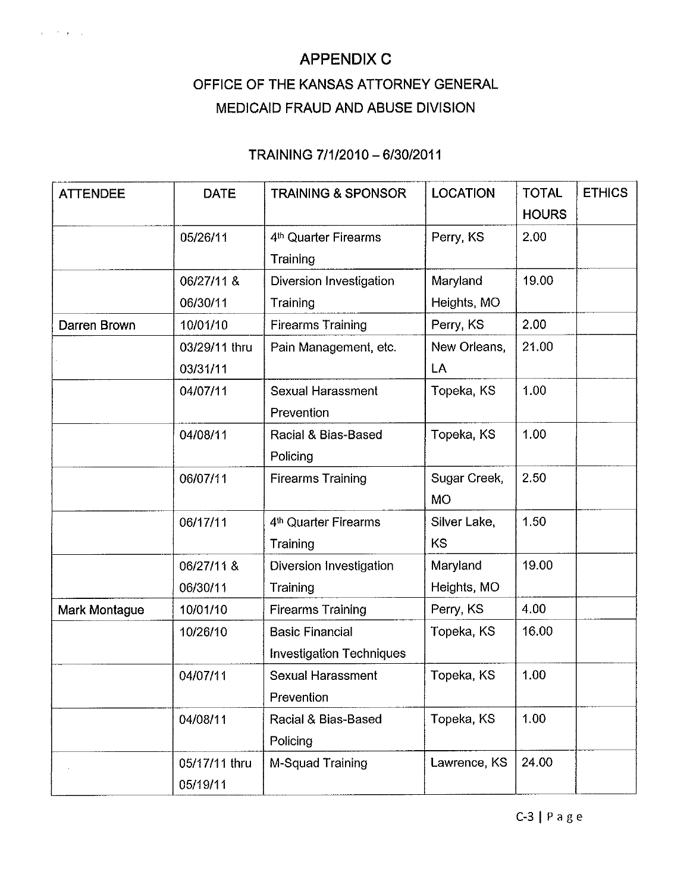# APPENDIX C

## OFFICE OF THE KANSAS ATTORNEY GENERAL

## MEDICAID FRAUD AND ABUSE DIVISION

### TRAINING 7/1/2010 – 6/30/2011

| ATTENDEE | DATE | TRAINING & SPONSOR | LOCATION | TOTAL HOURS | ETHICS |
|---|---|---|---|---|---|
| | 05/26/11 | 4th Quarter Firearms Training | Perry, KS | 2.00 | |
| | 06/27/11 & 06/30/11 | Diversion Investigation Training | Maryland Heights, MO | 19.00 | |
| Darren Brown | 10/01/10 | Firearms Training | Perry, KS | 2.00 | |
| | 03/29/11 thru 03/31/11 | Pain Management, etc. | New Orleans, LA | 21.00 | |
| | 04/07/11 | Sexual Harassment Prevention | Topeka, KS | 1.00 | |
| | 04/08/11 | Racial & Bias-Based Policing | Topeka, KS | 1.00 | |
| | 06/07/11 | Firearms Training | Sugar Creek, MO | 2.50 | |
| | 06/17/11 | 4th Quarter Firearms Training | Silver Lake, KS | 1.50 | |
| | 06/27/11 & 06/30/11 | Diversion Investigation Training | Maryland Heights, MO | 19.00 | |
| Mark Montague | 10/01/10 | Firearms Training | Perry, KS | 4.00 | |
| | 10/26/10 | Basic Financial Investigation Techniques | Topeka, KS | 16.00 | |
| | 04/07/11 | Sexual Harassment Prevention | Topeka, KS | 1.00 | |
| | 04/08/11 | Racial & Bias-Based Policing | Topeka, KS | 1.00 | |
| | 05/17/11 thru 05/19/11 | M-Squad Training | Lawrence, KS | 24.00 | |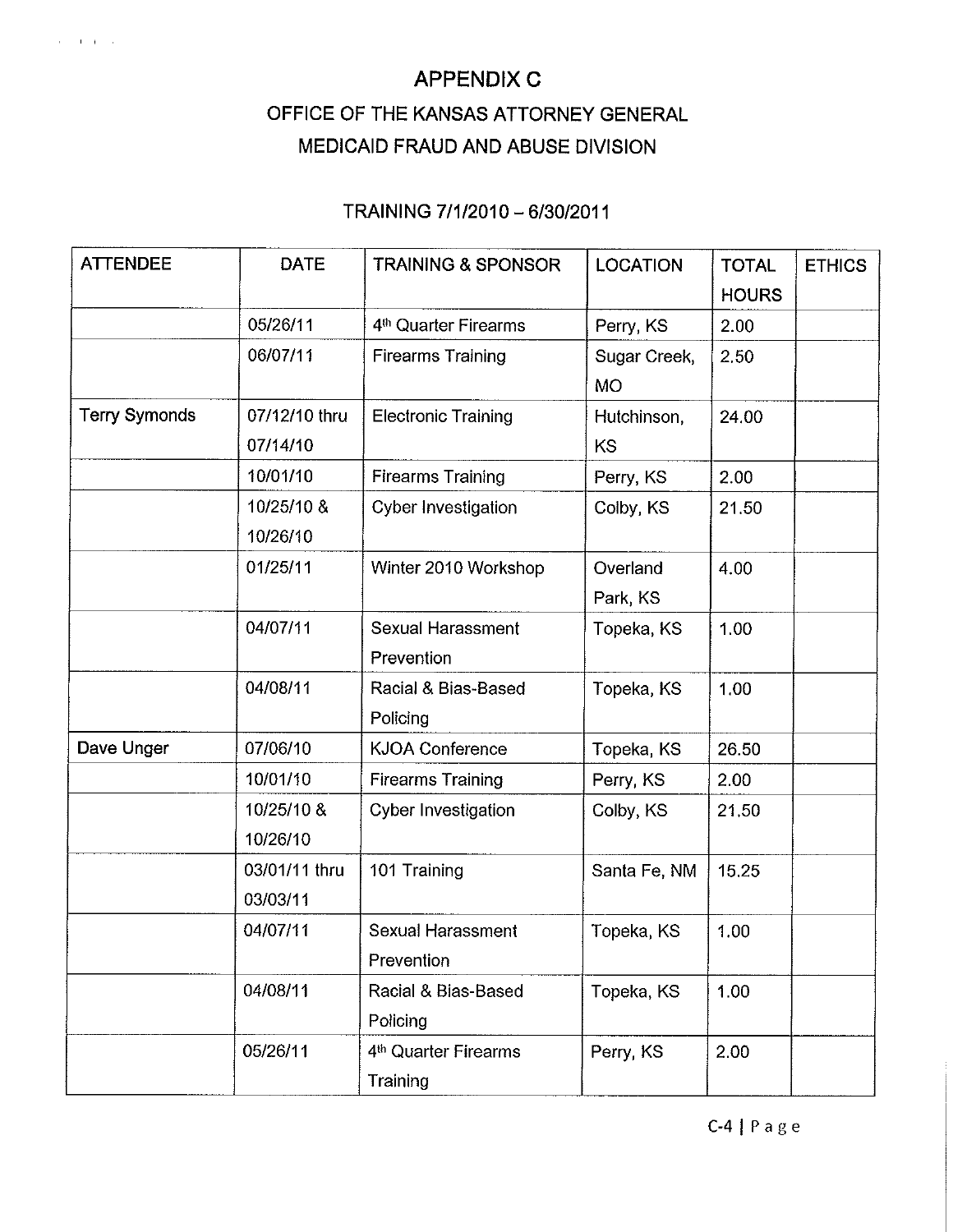# APPENDIX C

## OFFICE OF THE KANSAS ATTORNEY GENERAL

## MEDICAID FRAUD AND ABUSE DIVISION

### TRAINING 7/1/2010 – 6/30/2011

| ATTENDEE | DATE | TRAINING & SPONSOR | LOCATION | TOTAL HOURS | ETHICS |
|---|---|---|---|---|---|
| | 05/26/11 | 4th Quarter Firearms | Perry, KS | 2.00 | |
| | 06/07/11 | Firearms Training | Sugar Creek, MO | 2.50 | |
| Terry Symonds | 07/12/10 thru 07/14/10 | Electronic Training | Hutchinson, KS | 24.00 | |
| | 10/01/10 | Firearms Training | Perry, KS | 2.00 | |
| | 10/25/10 & 10/26/10 | Cyber Investigation | Colby, KS | 21.50 | |
| | 01/25/11 | Winter 2010 Workshop | Overland Park, KS | 4.00 | |
| | 04/07/11 | Sexual Harassment Prevention | Topeka, KS | 1.00 | |
| | 04/08/11 | Racial & Bias-Based Policing | Topeka, KS | 1.00 | |
| Dave Unger | 07/06/10 | KJOA Conference | Topeka, KS | 26.50 | |
| | 10/01/10 | Firearms Training | Perry, KS | 2.00 | |
| | 10/25/10 & 10/26/10 | Cyber Investigation | Colby, KS | 21.50 | |
| | 03/01/11 thru 03/03/11 | 101 Training | Santa Fe, NM | 15.25 | |
| | 04/07/11 | Sexual Harassment Prevention | Topeka, KS | 1.00 | |
| | 04/08/11 | Racial & Bias-Based Policing | Topeka, KS | 1.00 | |
| | 05/26/11 | 4th Quarter Firearms Training | Perry, KS | 2.00 | |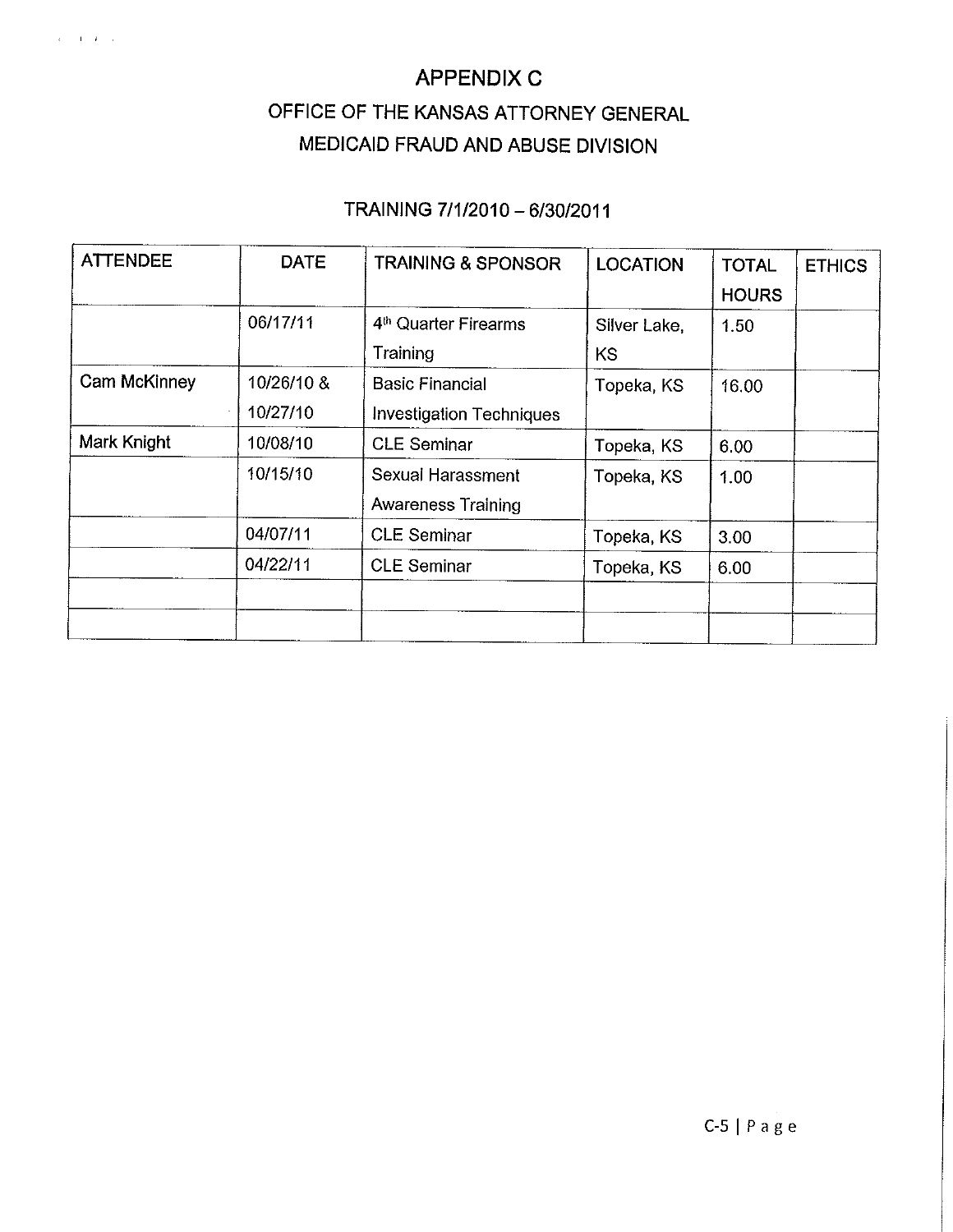# APPENDIX C

## OFFICE OF THE KANSAS ATTORNEY GENERAL

## MEDICAID FRAUD AND ABUSE DIVISION

### TRAINING 7/1/2010 – 6/30/2011

| ATTENDEE | DATE | TRAINING & SPONSOR | LOCATION | TOTAL HOURS | ETHICS |
|---|---|---|---|---|---|
| | 06/17/11 | 4th Quarter Firearms Training | Silver Lake, KS | 1.50 | |
| Cam McKinney | 10/26/10 & 10/27/10 | Basic Financial Investigation Techniques | Topeka, KS | 16.00 | |
| Mark Knight | 10/08/10 | CLE Seminar | Topeka, KS | 6.00 | |
| | 10/15/10 | Sexual Harassment Awareness Training | Topeka, KS | 1.00 | |
| | 04/07/11 | CLE Seminar | Topeka, KS | 3.00 | |
| | 04/22/11 | CLE Seminar | Topeka, KS | 6.00 | |
| | | | | | |
| | | | | | |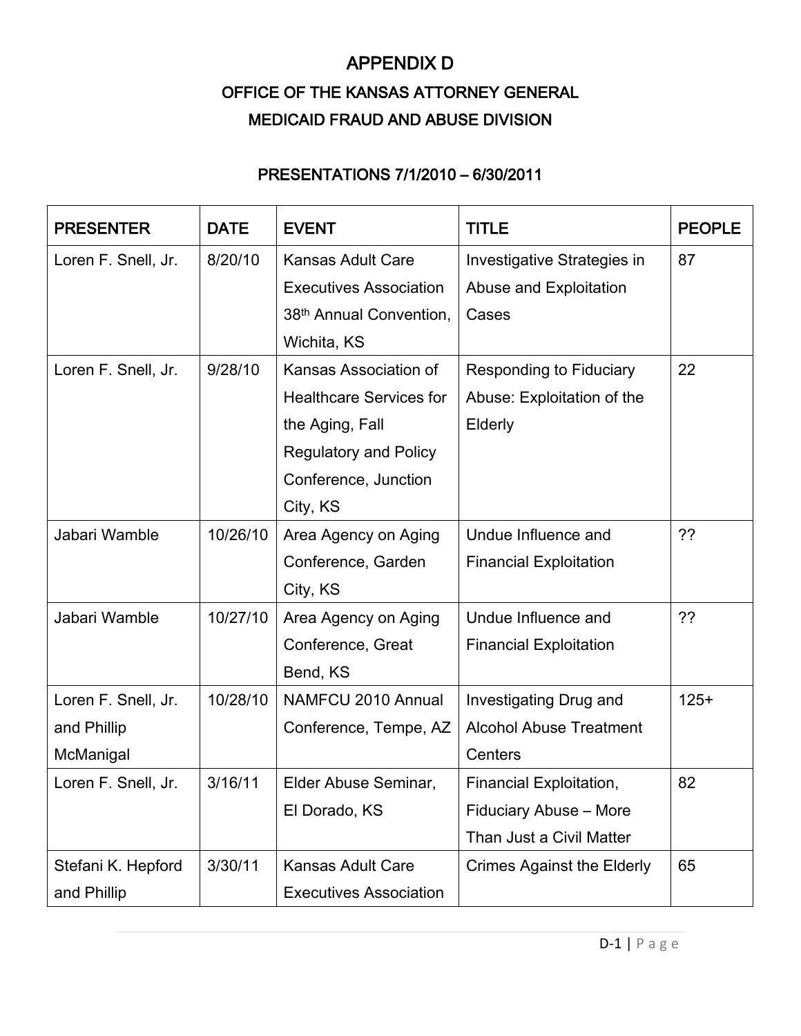# APPENDIX D

## OFFICE OF THE KANSAS ATTORNEY GENERAL

## MEDICAID FRAUD AND ABUSE DIVISION

### PRESENTATIONS 7/1/2010 – 6/30/2011

| PRESENTER | DATE | EVENT | TITLE | PEOPLE |
|---|---|---|---|---|
| Loren F. Snell, Jr. | 8/20/10 | Kansas Adult Care Executives Association 38th Annual Convention, Wichita, KS | Investigative Strategies in Abuse and Exploitation Cases | 87 |
| Loren F. Snell, Jr. | 9/28/10 | Kansas Association of Healthcare Services for the Aging, Fall Regulatory and Policy Conference, Junction City, KS | Responding to Fiduciary Abuse: Exploitation of the Elderly | 22 |
| Jabari Wamble | 10/26/10 | Area Agency on Aging Conference, Garden City, KS | Undue Influence and Financial Exploitation | ?? |
| Jabari Wamble | 10/27/10 | Area Agency on Aging Conference, Great Bend, KS | Undue Influence and Financial Exploitation | ?? |
| Loren F. Snell, Jr. and Phillip McManigal | 10/28/10 | NAMFCU 2010 Annual Conference, Tempe, AZ | Investigating Drug and Alcohol Abuse Treatment Centers | 125+ |
| Loren F. Snell, Jr. | 3/16/11 | Elder Abuse Seminar, El Dorado, KS | Financial Exploitation, Fiduciary Abuse – More Than Just a Civil Matter | 82 |
| Stefani K. Hepford and Phillip | 3/30/11 | Kansas Adult Care Executives Association | Crimes Against the Elderly | 65 |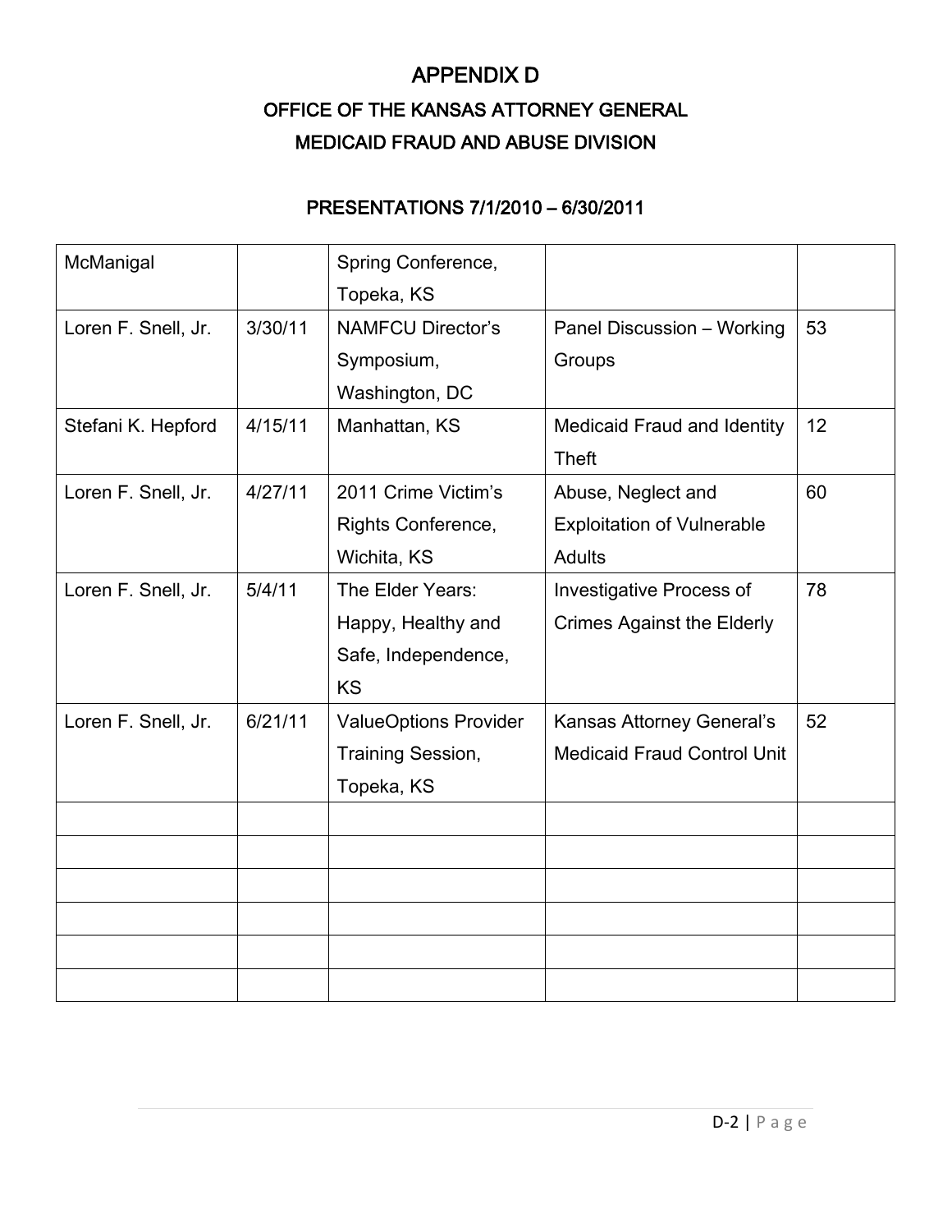# APPENDIX D

## OFFICE OF THE KANSAS ATTORNEY GENERAL

## MEDICAID FRAUD AND ABUSE DIVISION

### PRESENTATIONS 7/1/2010 – 6/30/2011

| | | | | |
|---|---|---|---|---|
| McManigal | | Spring Conference, Topeka, KS | | |
| Loren F. Snell, Jr. | 3/30/11 | NAMFCU Director's Symposium, Washington, DC | Panel Discussion – Working Groups | 53 |
| Stefani K. Hepford | 4/15/11 | Manhattan, KS | Medicaid Fraud and Identity Theft | 12 |
| Loren F. Snell, Jr. | 4/27/11 | 2011 Crime Victim's Rights Conference, Wichita, KS | Abuse, Neglect and Exploitation of Vulnerable Adults | 60 |
| Loren F. Snell, Jr. | 5/4/11 | The Elder Years: Happy, Healthy and Safe, Independence, KS | Investigative Process of Crimes Against the Elderly | 78 |
| Loren F. Snell, Jr. | 6/21/11 | ValueOptions Provider Training Session, Topeka, KS | Kansas Attorney General's Medicaid Fraud Control Unit | 52 |
| | | | | |
| | | | | |
| | | | | |
| | | | | |
| | | | | |
| | | | | |